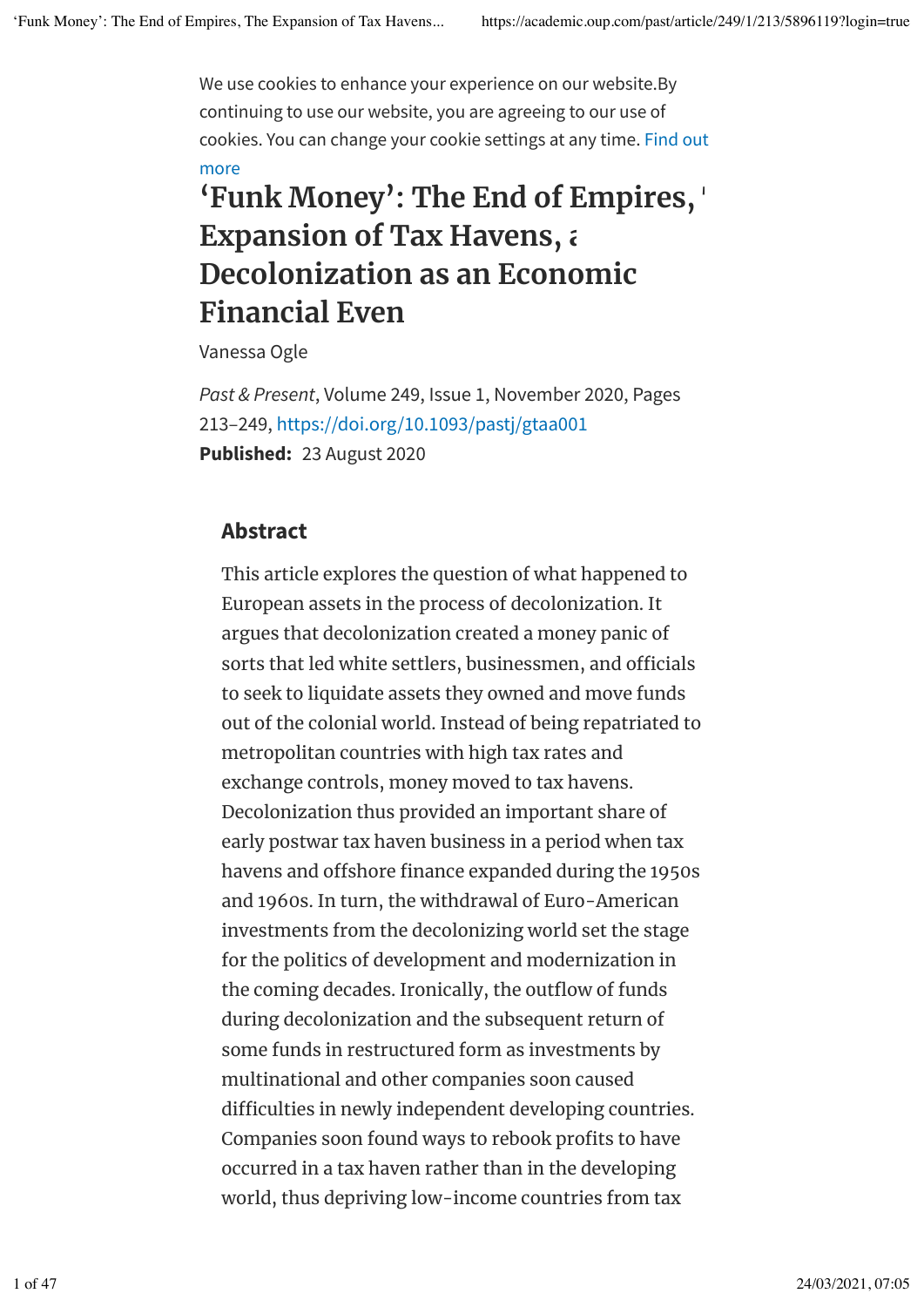# ‘Funk Money’: The End of Empires, The Expansion of Tax Havens, and Decolonization as an Economic and Financial Event

Vanessa Ogle

*Past & Present*, Volume 249, Issue 1, November 2020, Pages 213–249, https://doi.org/10.1093/pastj/gtaa001

**Published:** 23 August 2020

## Abstract

This article explores the question of what happened to European assets in the process of decolonization. It argues that decolonization created a money panic of sorts that led white settlers, businessmen, and officials to seek to liquidate assets they owned and move funds out of the colonial world. Instead of being repatriated to metropolitan countries with high tax rates and exchange controls, money moved to tax havens. Decolonization thus provided an important share of early postwar tax haven business in a period when tax havens and offshore finance expanded during the 1950s and 1960s. In turn, the withdrawal of Euro-American investments from the decolonizing world set the stage for the politics of development and modernization in the coming decades. Ironically, the outflow of funds during decolonization and the subsequent return of some funds in restructured form as investments by multinational and other companies soon caused difficulties in newly independent developing countries. Companies soon found ways to rebook profits to have occurred in a tax haven rather than in the developing world, thus depriving low-income countries from tax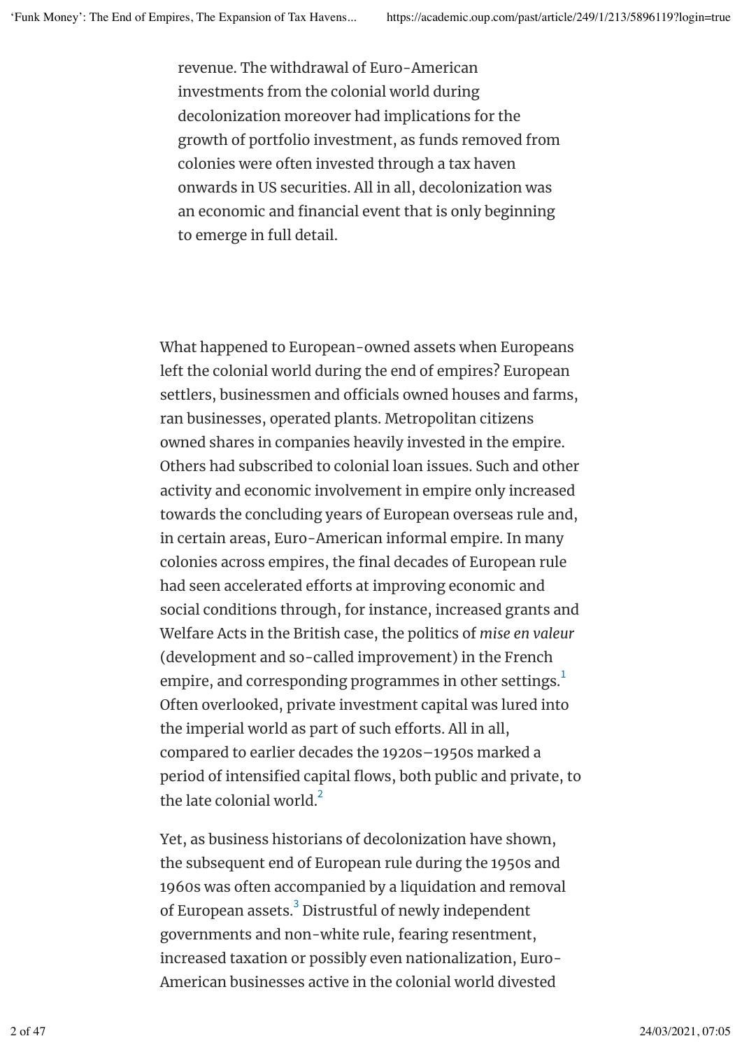revenue. The withdrawal of Euro-American investments from the colonial world during decolonization moreover had implications for the growth of portfolio investment, as funds removed from colonies were often invested through a tax haven onwards in US securities. All in all, decolonization was an economic and financial event that is only beginning to emerge in full detail.

What happened to European-owned assets when Europeans left the colonial world during the end of empires? European settlers, businessmen and officials owned houses and farms, ran businesses, operated plants. Metropolitan citizens owned shares in companies heavily invested in the empire. Others had subscribed to colonial loan issues. Such and other activity and economic involvement in empire only increased towards the concluding years of European overseas rule and, in certain areas, Euro-American informal empire. In many colonies across empires, the final decades of European rule had seen accelerated efforts at improving economic and social conditions through, for instance, increased grants and Welfare Acts in the British case, the politics of *mise en valeur* (development and so-called improvement) in the French empire, and corresponding programmes in other settings.[1] Often overlooked, private investment capital was lured into the imperial world as part of such efforts. All in all, compared to earlier decades the 1920s–1950s marked a period of intensified capital flows, both public and private, to the late colonial world.[2]

Yet, as business historians of decolonization have shown, the subsequent end of European rule during the 1950s and 1960s was often accompanied by a liquidation and removal of European assets.[3] Distrustful of newly independent governments and non-white rule, fearing resentment, increased taxation or possibly even nationalization, Euro-American businesses active in the colonial world divested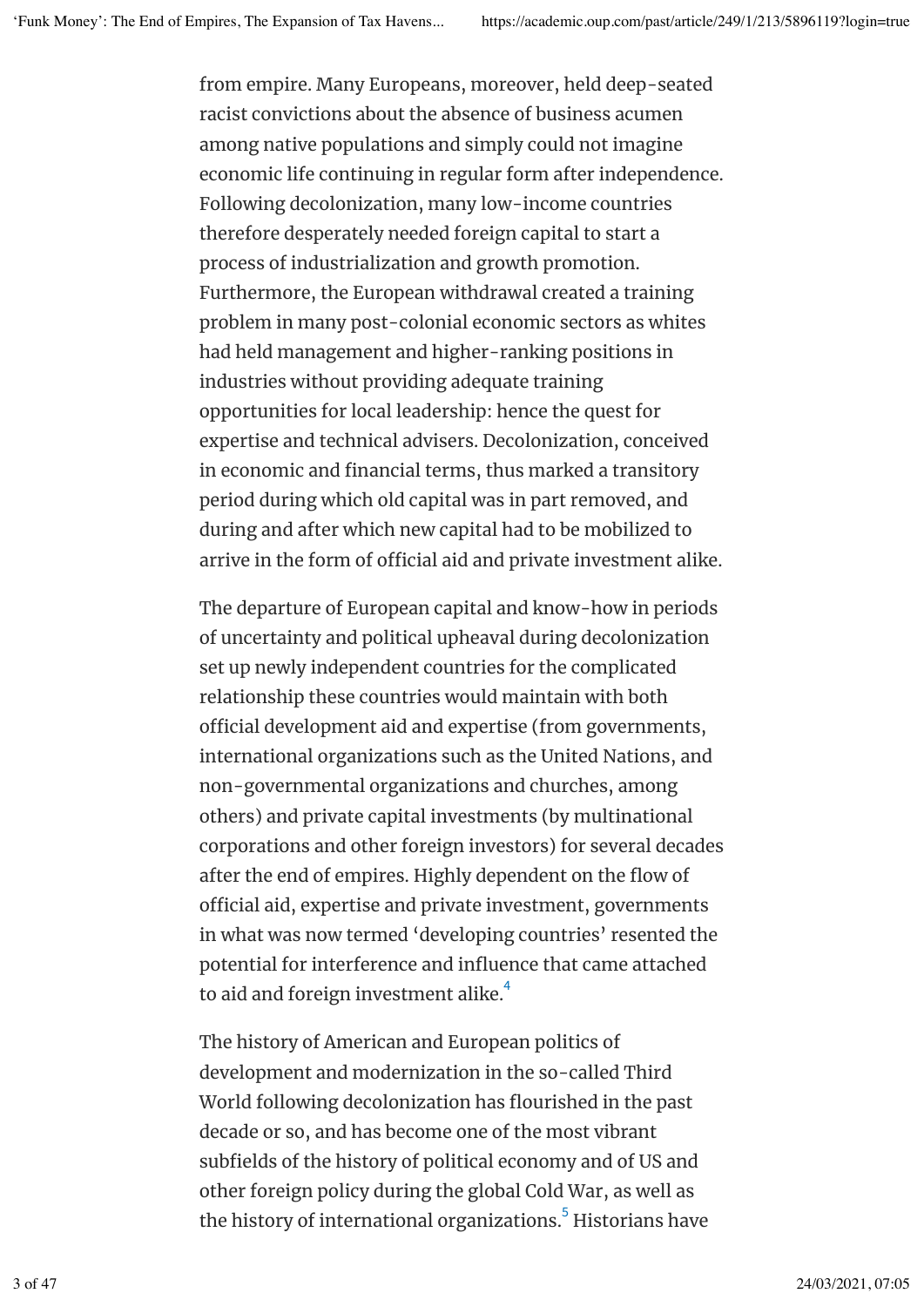from empire. Many Europeans, moreover, held deep-seated racist convictions about the absence of business acumen among native populations and simply could not imagine economic life continuing in regular form after independence. Following decolonization, many low-income countries therefore desperately needed foreign capital to start a process of industrialization and growth promotion. Furthermore, the European withdrawal created a training problem in many post-colonial economic sectors as whites had held management and higher-ranking positions in industries without providing adequate training opportunities for local leadership: hence the quest for expertise and technical advisers. Decolonization, conceived in economic and financial terms, thus marked a transitory period during which old capital was in part removed, and during and after which new capital had to be mobilized to arrive in the form of official aid and private investment alike.

The departure of European capital and know-how in periods of uncertainty and political upheaval during decolonization set up newly independent countries for the complicated relationship these countries would maintain with both official development aid and expertise (from governments, international organizations such as the United Nations, and non-governmental organizations and churches, among others) and private capital investments (by multinational corporations and other foreign investors) for several decades after the end of empires. Highly dependent on the flow of official aid, expertise and private investment, governments in what was now termed 'developing countries' resented the potential for interference and influence that came attached to aid and foreign investment alike.[4]

The history of American and European politics of development and modernization in the so-called Third World following decolonization has flourished in the past decade or so, and has become one of the most vibrant subfields of the history of political economy and of US and other foreign policy during the global Cold War, as well as the history of international organizations.[5] Historians have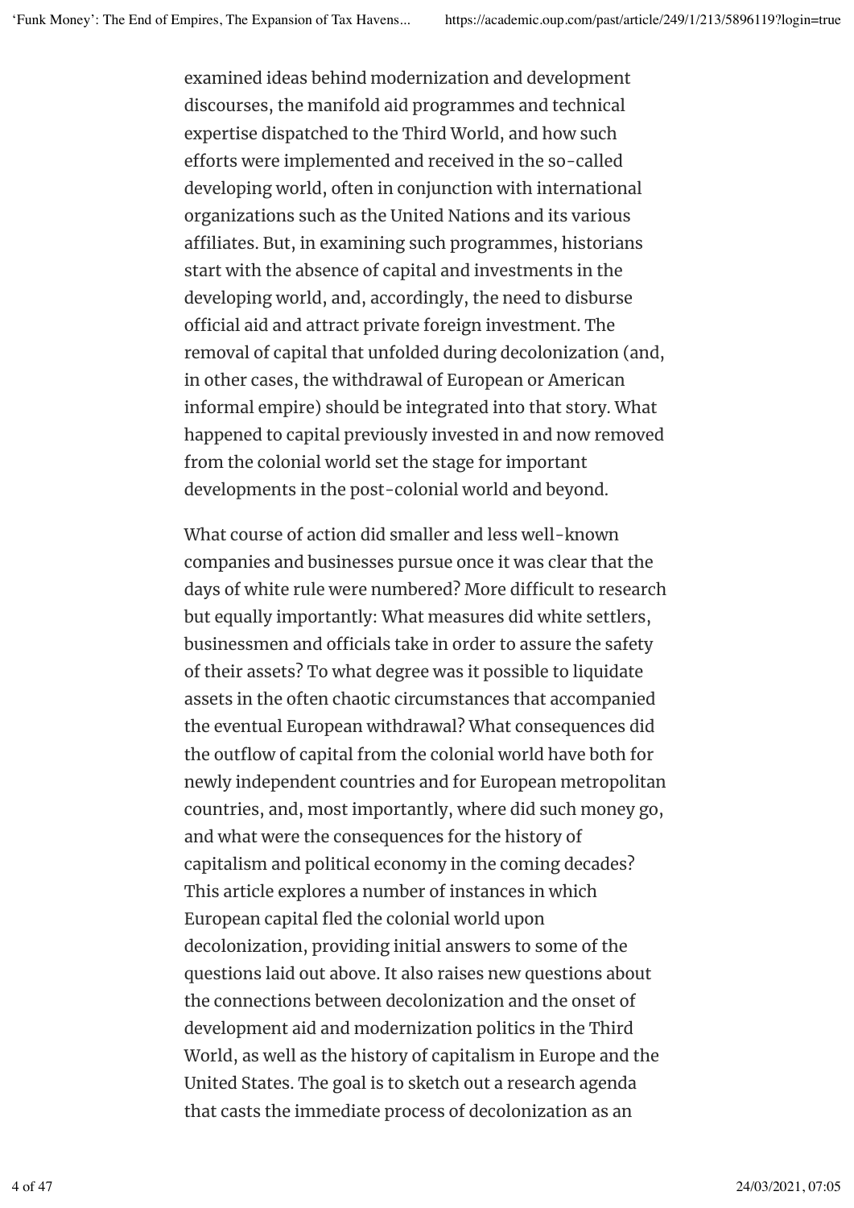examined ideas behind modernization and development discourses, the manifold aid programmes and technical expertise dispatched to the Third World, and how such efforts were implemented and received in the so-called developing world, often in conjunction with international organizations such as the United Nations and its various affiliates. But, in examining such programmes, historians start with the absence of capital and investments in the developing world, and, accordingly, the need to disburse official aid and attract private foreign investment. The removal of capital that unfolded during decolonization (and, in other cases, the withdrawal of European or American informal empire) should be integrated into that story. What happened to capital previously invested in and now removed from the colonial world set the stage for important developments in the post-colonial world and beyond.

What course of action did smaller and less well-known companies and businesses pursue once it was clear that the days of white rule were numbered? More difficult to research but equally importantly: What measures did white settlers, businessmen and officials take in order to assure the safety of their assets? To what degree was it possible to liquidate assets in the often chaotic circumstances that accompanied the eventual European withdrawal? What consequences did the outflow of capital from the colonial world have both for newly independent countries and for European metropolitan countries, and, most importantly, where did such money go, and what were the consequences for the history of capitalism and political economy in the coming decades? This article explores a number of instances in which European capital fled the colonial world upon decolonization, providing initial answers to some of the questions laid out above. It also raises new questions about the connections between decolonization and the onset of development aid and modernization politics in the Third World, as well as the history of capitalism in Europe and the United States. The goal is to sketch out a research agenda that casts the immediate process of decolonization as an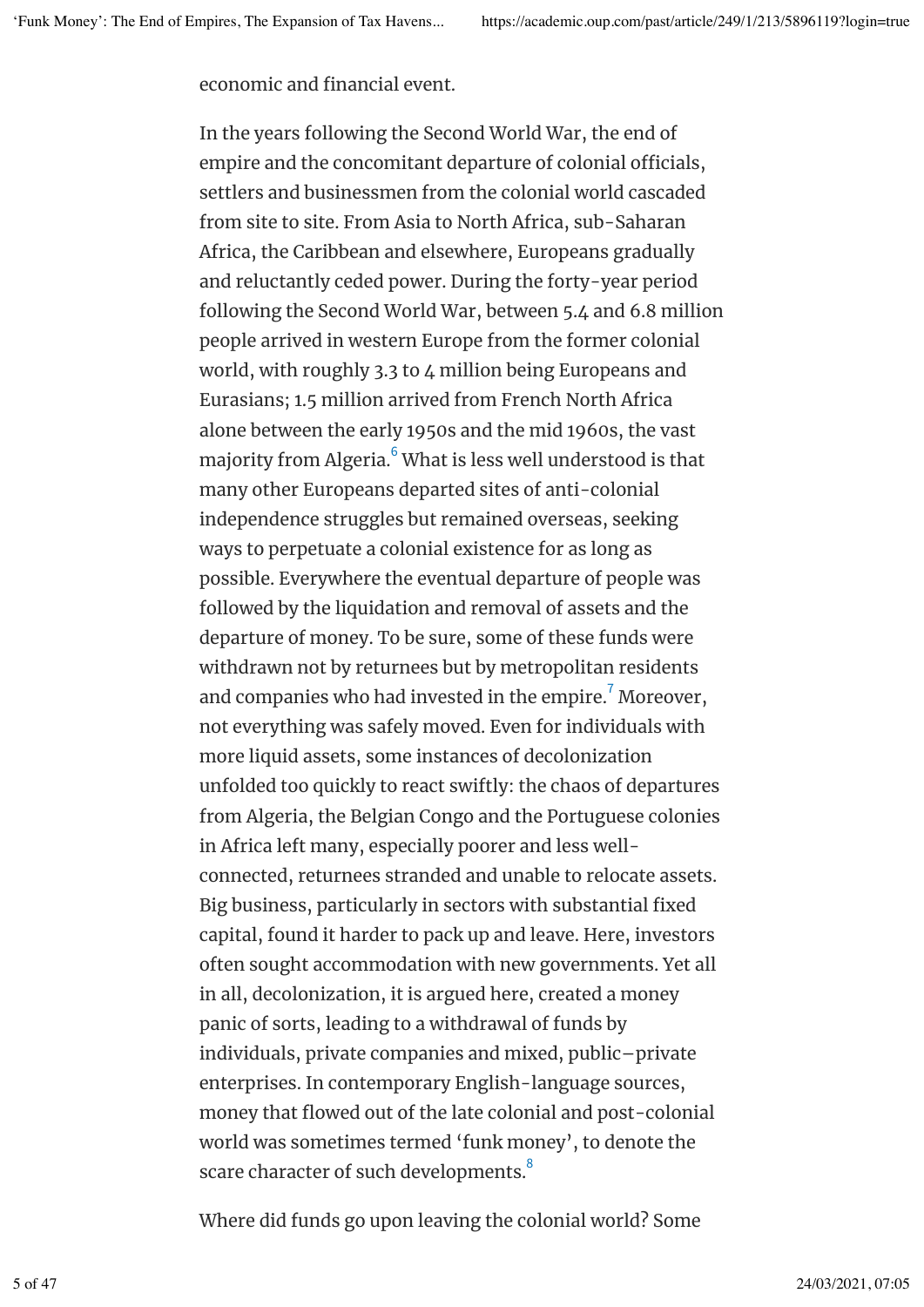economic and financial event.

In the years following the Second World War, the end of empire and the concomitant departure of colonial officials, settlers and businessmen from the colonial world cascaded from site to site. From Asia to North Africa, sub-Saharan Africa, the Caribbean and elsewhere, Europeans gradually and reluctantly ceded power. During the forty-year period following the Second World War, between 5.4 and 6.8 million people arrived in western Europe from the former colonial world, with roughly 3.3 to 4 million being Europeans and Eurasians; 1.5 million arrived from French North Africa alone between the early 1950s and the mid 1960s, the vast majority from Algeria.[6] What is less well understood is that many other Europeans departed sites of anti-colonial independence struggles but remained overseas, seeking ways to perpetuate a colonial existence for as long as possible. Everywhere the eventual departure of people was followed by the liquidation and removal of assets and the departure of money. To be sure, some of these funds were withdrawn not by returnees but by metropolitan residents and companies who had invested in the empire.[7] Moreover, not everything was safely moved. Even for individuals with more liquid assets, some instances of decolonization unfolded too quickly to react swiftly: the chaos of departures from Algeria, the Belgian Congo and the Portuguese colonies in Africa left many, especially poorer and less well-connected, returnees stranded and unable to relocate assets. Big business, particularly in sectors with substantial fixed capital, found it harder to pack up and leave. Here, investors often sought accommodation with new governments. Yet all in all, decolonization, it is argued here, created a money panic of sorts, leading to a withdrawal of funds by individuals, private companies and mixed, public–private enterprises. In contemporary English-language sources, money that flowed out of the late colonial and post-colonial world was sometimes termed 'funk money', to denote the scare character of such developments.[8]

Where did funds go upon leaving the colonial world? Some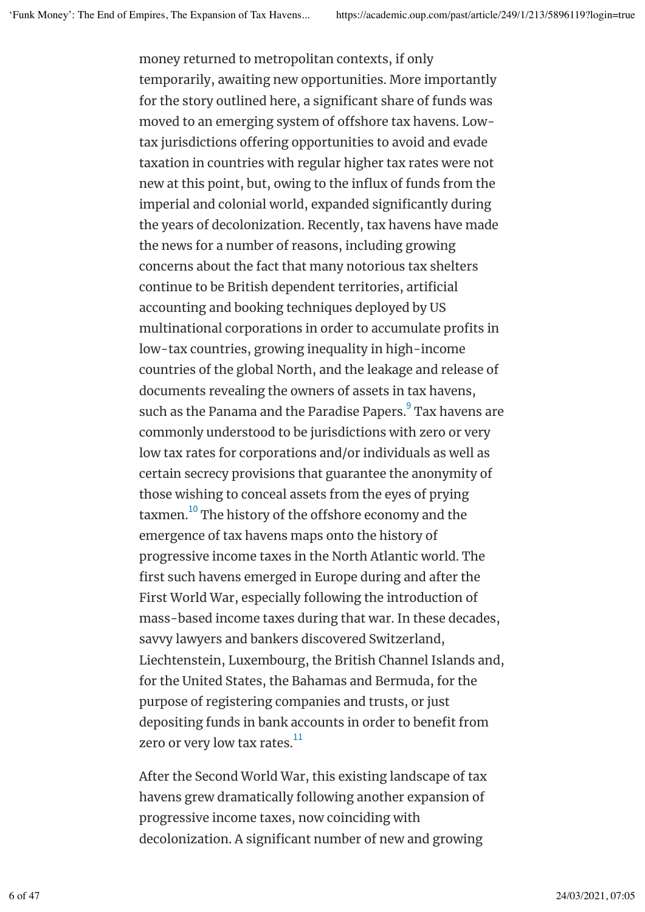money returned to metropolitan contexts, if only temporarily, awaiting new opportunities. More importantly for the story outlined here, a significant share of funds was moved to an emerging system of offshore tax havens. Low-tax jurisdictions offering opportunities to avoid and evade taxation in countries with regular higher tax rates were not new at this point, but, owing to the influx of funds from the imperial and colonial world, expanded significantly during the years of decolonization. Recently, tax havens have made the news for a number of reasons, including growing concerns about the fact that many notorious tax shelters continue to be British dependent territories, artificial accounting and booking techniques deployed by US multinational corporations in order to accumulate profits in low-tax countries, growing inequality in high-income countries of the global North, and the leakage and release of documents revealing the owners of assets in tax havens, such as the Panama and the Paradise Papers.[9] Tax havens are commonly understood to be jurisdictions with zero or very low tax rates for corporations and/or individuals as well as certain secrecy provisions that guarantee the anonymity of those wishing to conceal assets from the eyes of prying taxmen.[10] The history of the offshore economy and the emergence of tax havens maps onto the history of progressive income taxes in the North Atlantic world. The first such havens emerged in Europe during and after the First World War, especially following the introduction of mass-based income taxes during that war. In these decades, savvy lawyers and bankers discovered Switzerland, Liechtenstein, Luxembourg, the British Channel Islands and, for the United States, the Bahamas and Bermuda, for the purpose of registering companies and trusts, or just depositing funds in bank accounts in order to benefit from zero or very low tax rates.[11]

After the Second World War, this existing landscape of tax havens grew dramatically following another expansion of progressive income taxes, now coinciding with decolonization. A significant number of new and growing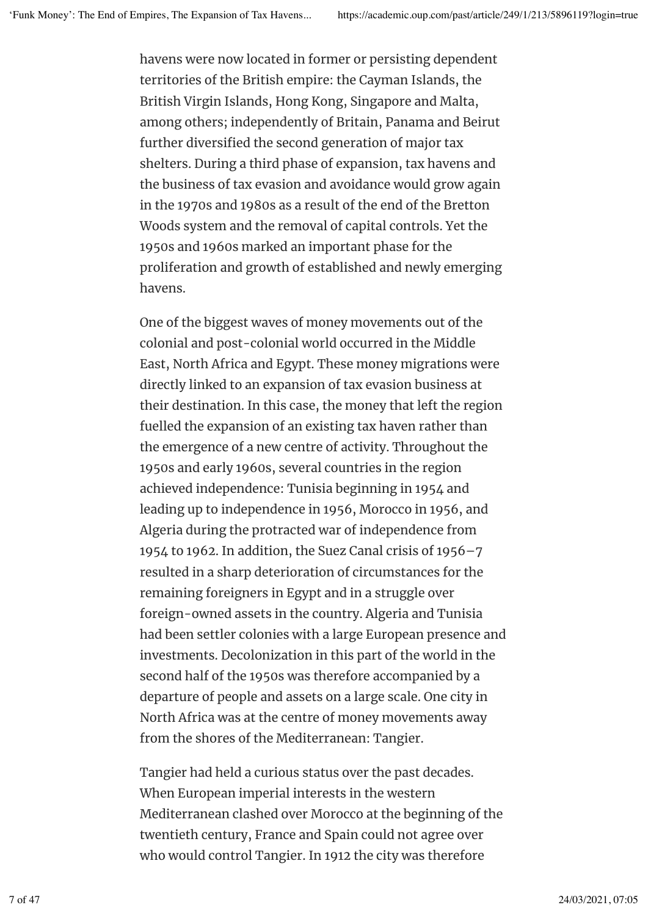havens were now located in former or persisting dependent territories of the British empire: the Cayman Islands, the British Virgin Islands, Hong Kong, Singapore and Malta, among others; independently of Britain, Panama and Beirut further diversified the second generation of major tax shelters. During a third phase of expansion, tax havens and the business of tax evasion and avoidance would grow again in the 1970s and 1980s as a result of the end of the Bretton Woods system and the removal of capital controls. Yet the 1950s and 1960s marked an important phase for the proliferation and growth of established and newly emerging havens.

One of the biggest waves of money movements out of the colonial and post-colonial world occurred in the Middle East, North Africa and Egypt. These money migrations were directly linked to an expansion of tax evasion business at their destination. In this case, the money that left the region fuelled the expansion of an existing tax haven rather than the emergence of a new centre of activity. Throughout the 1950s and early 1960s, several countries in the region achieved independence: Tunisia beginning in 1954 and leading up to independence in 1956, Morocco in 1956, and Algeria during the protracted war of independence from 1954 to 1962. In addition, the Suez Canal crisis of 1956–7 resulted in a sharp deterioration of circumstances for the remaining foreigners in Egypt and in a struggle over foreign-owned assets in the country. Algeria and Tunisia had been settler colonies with a large European presence and investments. Decolonization in this part of the world in the second half of the 1950s was therefore accompanied by a departure of people and assets on a large scale. One city in North Africa was at the centre of money movements away from the shores of the Mediterranean: Tangier.

Tangier had held a curious status over the past decades. When European imperial interests in the western Mediterranean clashed over Morocco at the beginning of the twentieth century, France and Spain could not agree over who would control Tangier. In 1912 the city was therefore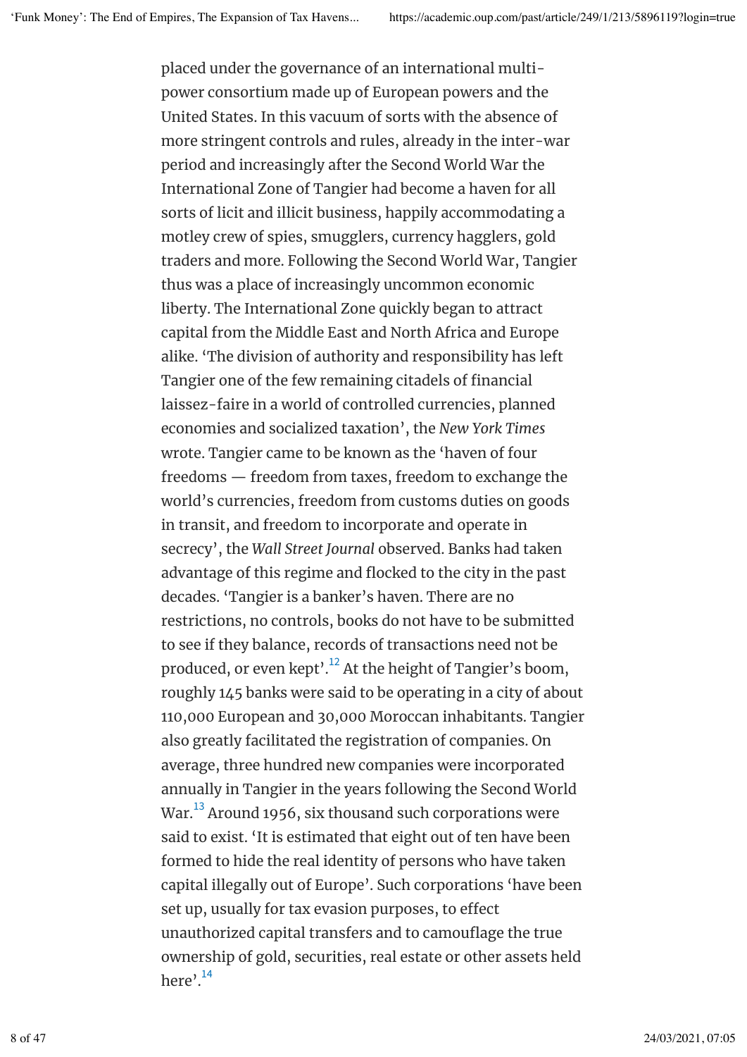placed under the governance of an international multi-power consortium made up of European powers and the United States. In this vacuum of sorts with the absence of more stringent controls and rules, already in the inter-war period and increasingly after the Second World War the International Zone of Tangier had become a haven for all sorts of licit and illicit business, happily accommodating a motley crew of spies, smugglers, currency hagglers, gold traders and more. Following the Second World War, Tangier thus was a place of increasingly uncommon economic liberty. The International Zone quickly began to attract capital from the Middle East and North Africa and Europe alike. 'The division of authority and responsibility has left Tangier one of the few remaining citadels of financial laissez-faire in a world of controlled currencies, planned economies and socialized taxation', the *New York Times* wrote. Tangier came to be known as the 'haven of four freedoms — freedom from taxes, freedom to exchange the world's currencies, freedom from customs duties on goods in transit, and freedom to incorporate and operate in secrecy', the *Wall Street Journal* observed. Banks had taken advantage of this regime and flocked to the city in the past decades. 'Tangier is a banker's haven. There are no restrictions, no controls, books do not have to be submitted to see if they balance, records of transactions need not be produced, or even kept'.[12] At the height of Tangier's boom, roughly 145 banks were said to be operating in a city of about 110,000 European and 30,000 Moroccan inhabitants. Tangier also greatly facilitated the registration of companies. On average, three hundred new companies were incorporated annually in Tangier in the years following the Second World War.[13] Around 1956, six thousand such corporations were said to exist. 'It is estimated that eight out of ten have been formed to hide the real identity of persons who have taken capital illegally out of Europe'. Such corporations 'have been set up, usually for tax evasion purposes, to effect unauthorized capital transfers and to camouflage the true ownership of gold, securities, real estate or other assets held here'.[14]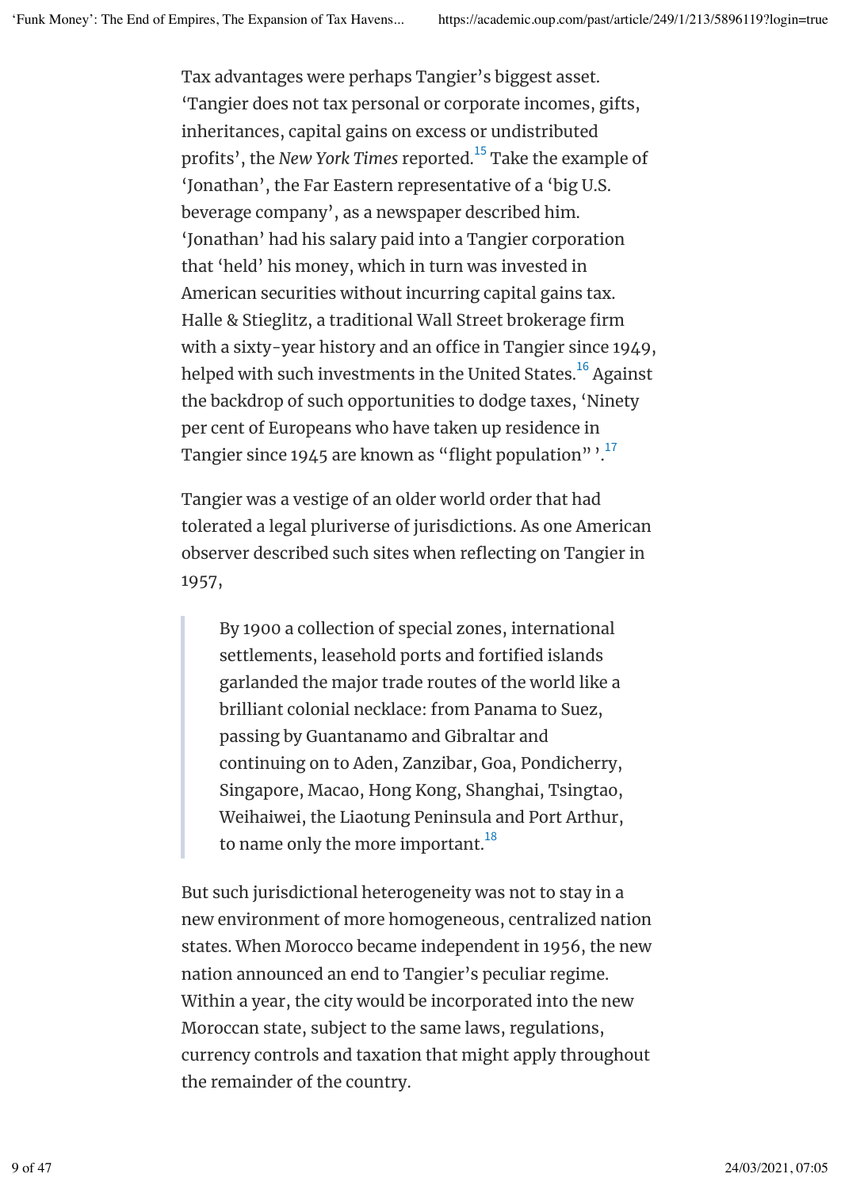Tax advantages were perhaps Tangier's biggest asset. 'Tangier does not tax personal or corporate incomes, gifts, inheritances, capital gains on excess or undistributed profits', the *New York Times* reported.[15] Take the example of 'Jonathan', the Far Eastern representative of a 'big U.S. beverage company', as a newspaper described him. 'Jonathan' had his salary paid into a Tangier corporation that 'held' his money, which in turn was invested in American securities without incurring capital gains tax. Halle & Stieglitz, a traditional Wall Street brokerage firm with a sixty-year history and an office in Tangier since 1949, helped with such investments in the United States.[16] Against the backdrop of such opportunities to dodge taxes, 'Ninety per cent of Europeans who have taken up residence in Tangier since 1945 are known as "flight population" '.[17]

Tangier was a vestige of an older world order that had tolerated a legal pluriverse of jurisdictions. As one American observer described such sites when reflecting on Tangier in 1957,

> By 1900 a collection of special zones, international settlements, leasehold ports and fortified islands garlanded the major trade routes of the world like a brilliant colonial necklace: from Panama to Suez, passing by Guantanamo and Gibraltar and continuing on to Aden, Zanzibar, Goa, Pondicherry, Singapore, Macao, Hong Kong, Shanghai, Tsingtao, Weihaiwei, the Liaotung Peninsula and Port Arthur, to name only the more important.[18]

But such jurisdictional heterogeneity was not to stay in a new environment of more homogeneous, centralized nation states. When Morocco became independent in 1956, the new nation announced an end to Tangier's peculiar regime. Within a year, the city would be incorporated into the new Moroccan state, subject to the same laws, regulations, currency controls and taxation that might apply throughout the remainder of the country.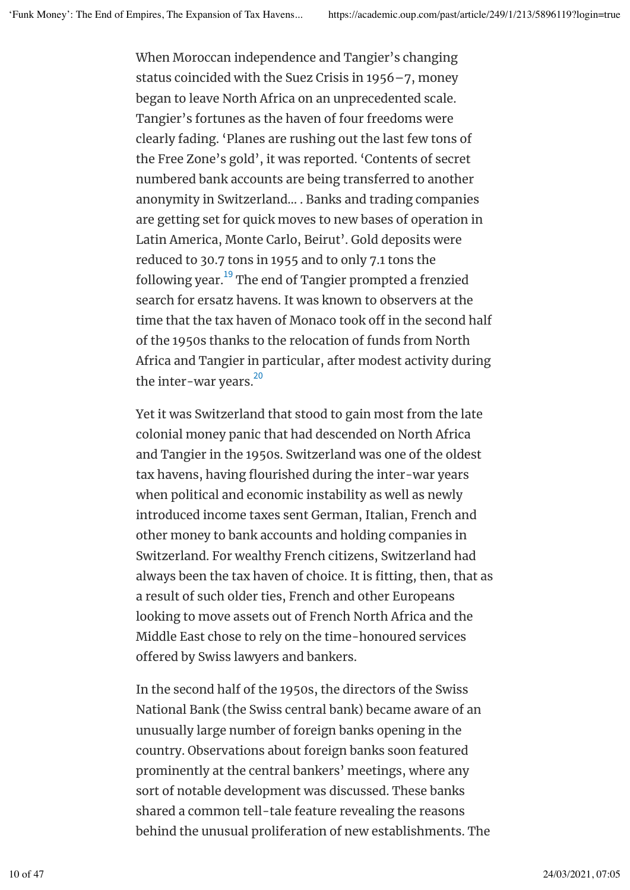When Moroccan independence and Tangier's changing status coincided with the Suez Crisis in 1956–7, money began to leave North Africa on an unprecedented scale. Tangier's fortunes as the haven of four freedoms were clearly fading. 'Planes are rushing out the last few tons of the Free Zone's gold', it was reported. 'Contents of secret numbered bank accounts are being transferred to another anonymity in Switzerland… . Banks and trading companies are getting set for quick moves to new bases of operation in Latin America, Monte Carlo, Beirut'. Gold deposits were reduced to 30.7 tons in 1955 and to only 7.1 tons the following year.[19] The end of Tangier prompted a frenzied search for ersatz havens. It was known to observers at the time that the tax haven of Monaco took off in the second half of the 1950s thanks to the relocation of funds from North Africa and Tangier in particular, after modest activity during the inter-war years.[20]

Yet it was Switzerland that stood to gain most from the late colonial money panic that had descended on North Africa and Tangier in the 1950s. Switzerland was one of the oldest tax havens, having flourished during the inter-war years when political and economic instability as well as newly introduced income taxes sent German, Italian, French and other money to bank accounts and holding companies in Switzerland. For wealthy French citizens, Switzerland had always been the tax haven of choice. It is fitting, then, that as a result of such older ties, French and other Europeans looking to move assets out of French North Africa and the Middle East chose to rely on the time-honoured services offered by Swiss lawyers and bankers.

In the second half of the 1950s, the directors of the Swiss National Bank (the Swiss central bank) became aware of an unusually large number of foreign banks opening in the country. Observations about foreign banks soon featured prominently at the central bankers' meetings, where any sort of notable development was discussed. These banks shared a common tell-tale feature revealing the reasons behind the unusual proliferation of new establishments. The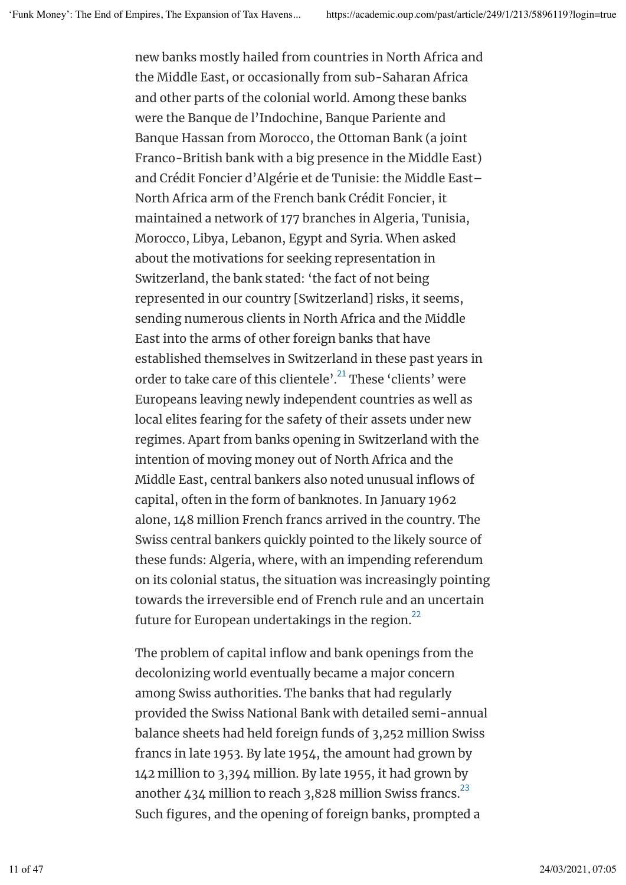new banks mostly hailed from countries in North Africa and the Middle East, or occasionally from sub-Saharan Africa and other parts of the colonial world. Among these banks were the Banque de l'Indochine, Banque Pariente and Banque Hassan from Morocco, the Ottoman Bank (a joint Franco-British bank with a big presence in the Middle East) and Crédit Foncier d'Algérie et de Tunisie: the Middle East–North Africa arm of the French bank Crédit Foncier, it maintained a network of 177 branches in Algeria, Tunisia, Morocco, Libya, Lebanon, Egypt and Syria. When asked about the motivations for seeking representation in Switzerland, the bank stated: 'the fact of not being represented in our country [Switzerland] risks, it seems, sending numerous clients in North Africa and the Middle East into the arms of other foreign banks that have established themselves in Switzerland in these past years in order to take care of this clientele'.[21] These 'clients' were Europeans leaving newly independent countries as well as local elites fearing for the safety of their assets under new regimes. Apart from banks opening in Switzerland with the intention of moving money out of North Africa and the Middle East, central bankers also noted unusual inflows of capital, often in the form of banknotes. In January 1962 alone, 148 million French francs arrived in the country. The Swiss central bankers quickly pointed to the likely source of these funds: Algeria, where, with an impending referendum on its colonial status, the situation was increasingly pointing towards the irreversible end of French rule and an uncertain future for European undertakings in the region.[22]

The problem of capital inflow and bank openings from the decolonizing world eventually became a major concern among Swiss authorities. The banks that had regularly provided the Swiss National Bank with detailed semi-annual balance sheets had held foreign funds of 3,252 million Swiss francs in late 1953. By late 1954, the amount had grown by 142 million to 3,394 million. By late 1955, it had grown by another 434 million to reach 3,828 million Swiss francs.[23] Such figures, and the opening of foreign banks, prompted a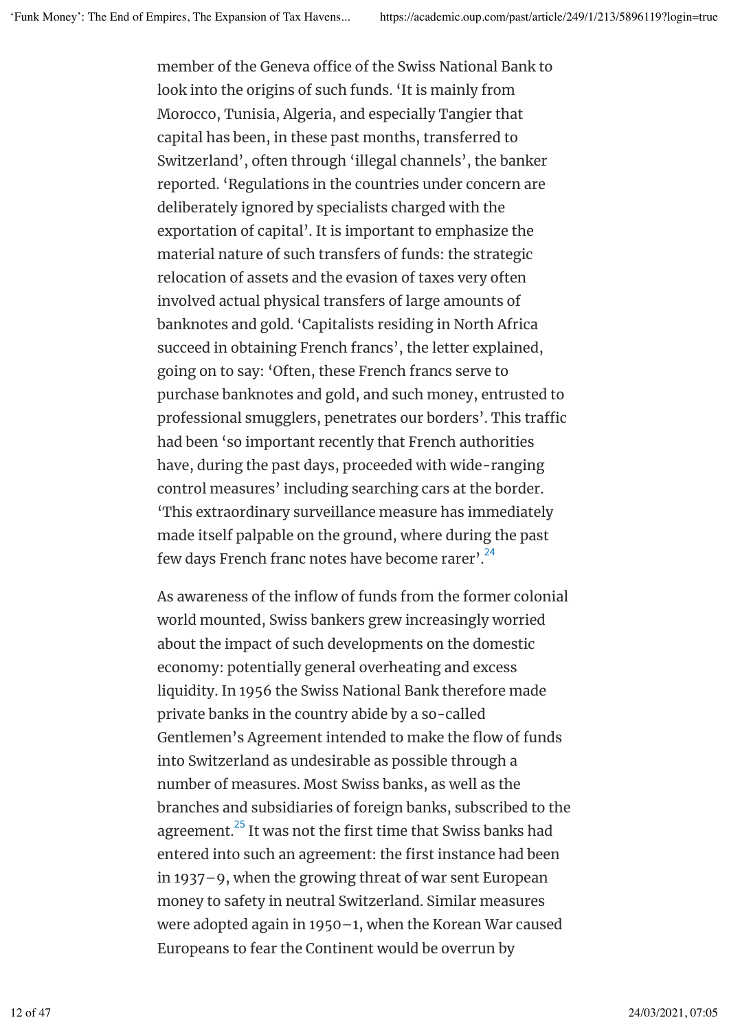member of the Geneva office of the Swiss National Bank to look into the origins of such funds. 'It is mainly from Morocco, Tunisia, Algeria, and especially Tangier that capital has been, in these past months, transferred to Switzerland', often through 'illegal channels', the banker reported. 'Regulations in the countries under concern are deliberately ignored by specialists charged with the exportation of capital'. It is important to emphasize the material nature of such transfers of funds: the strategic relocation of assets and the evasion of taxes very often involved actual physical transfers of large amounts of banknotes and gold. 'Capitalists residing in North Africa succeed in obtaining French francs', the letter explained, going on to say: 'Often, these French francs serve to purchase banknotes and gold, and such money, entrusted to professional smugglers, penetrates our borders'. This traffic had been 'so important recently that French authorities have, during the past days, proceeded with wide-ranging control measures' including searching cars at the border. 'This extraordinary surveillance measure has immediately made itself palpable on the ground, where during the past few days French franc notes have become rarer'.[24]

As awareness of the inflow of funds from the former colonial world mounted, Swiss bankers grew increasingly worried about the impact of such developments on the domestic economy: potentially general overheating and excess liquidity. In 1956 the Swiss National Bank therefore made private banks in the country abide by a so-called Gentlemen's Agreement intended to make the flow of funds into Switzerland as undesirable as possible through a number of measures. Most Swiss banks, as well as the branches and subsidiaries of foreign banks, subscribed to the agreement.[25] It was not the first time that Swiss banks had entered into such an agreement: the first instance had been in 1937–9, when the growing threat of war sent European money to safety in neutral Switzerland. Similar measures were adopted again in 1950–1, when the Korean War caused Europeans to fear the Continent would be overrun by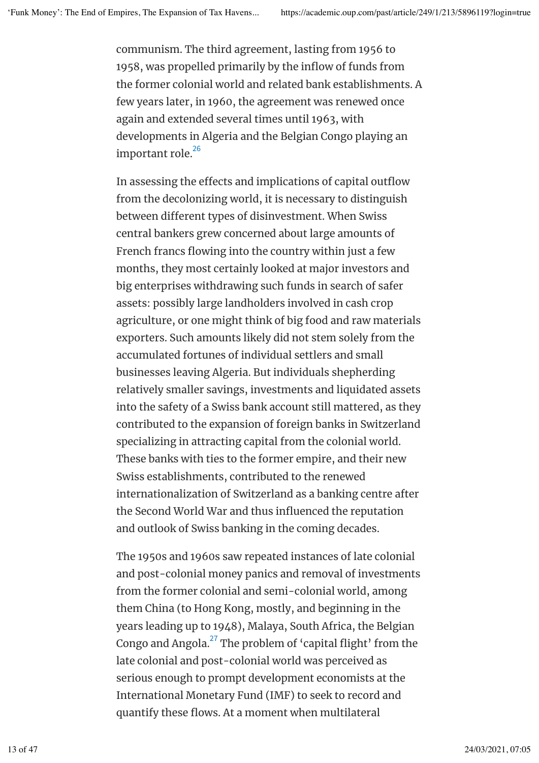communism. The third agreement, lasting from 1956 to 1958, was propelled primarily by the inflow of funds from the former colonial world and related bank establishments. A few years later, in 1960, the agreement was renewed once again and extended several times until 1963, with developments in Algeria and the Belgian Congo playing an important role.[26]

In assessing the effects and implications of capital outflow from the decolonizing world, it is necessary to distinguish between different types of disinvestment. When Swiss central bankers grew concerned about large amounts of French francs flowing into the country within just a few months, they most certainly looked at major investors and big enterprises withdrawing such funds in search of safer assets: possibly large landholders involved in cash crop agriculture, or one might think of big food and raw materials exporters. Such amounts likely did not stem solely from the accumulated fortunes of individual settlers and small businesses leaving Algeria. But individuals shepherding relatively smaller savings, investments and liquidated assets into the safety of a Swiss bank account still mattered, as they contributed to the expansion of foreign banks in Switzerland specializing in attracting capital from the colonial world. These banks with ties to the former empire, and their new Swiss establishments, contributed to the renewed internationalization of Switzerland as a banking centre after the Second World War and thus influenced the reputation and outlook of Swiss banking in the coming decades.

The 1950s and 1960s saw repeated instances of late colonial and post-colonial money panics and removal of investments from the former colonial and semi-colonial world, among them China (to Hong Kong, mostly, and beginning in the years leading up to 1948), Malaya, South Africa, the Belgian Congo and Angola.[27] The problem of 'capital flight' from the late colonial and post-colonial world was perceived as serious enough to prompt development economists at the International Monetary Fund (IMF) to seek to record and quantify these flows. At a moment when multilateral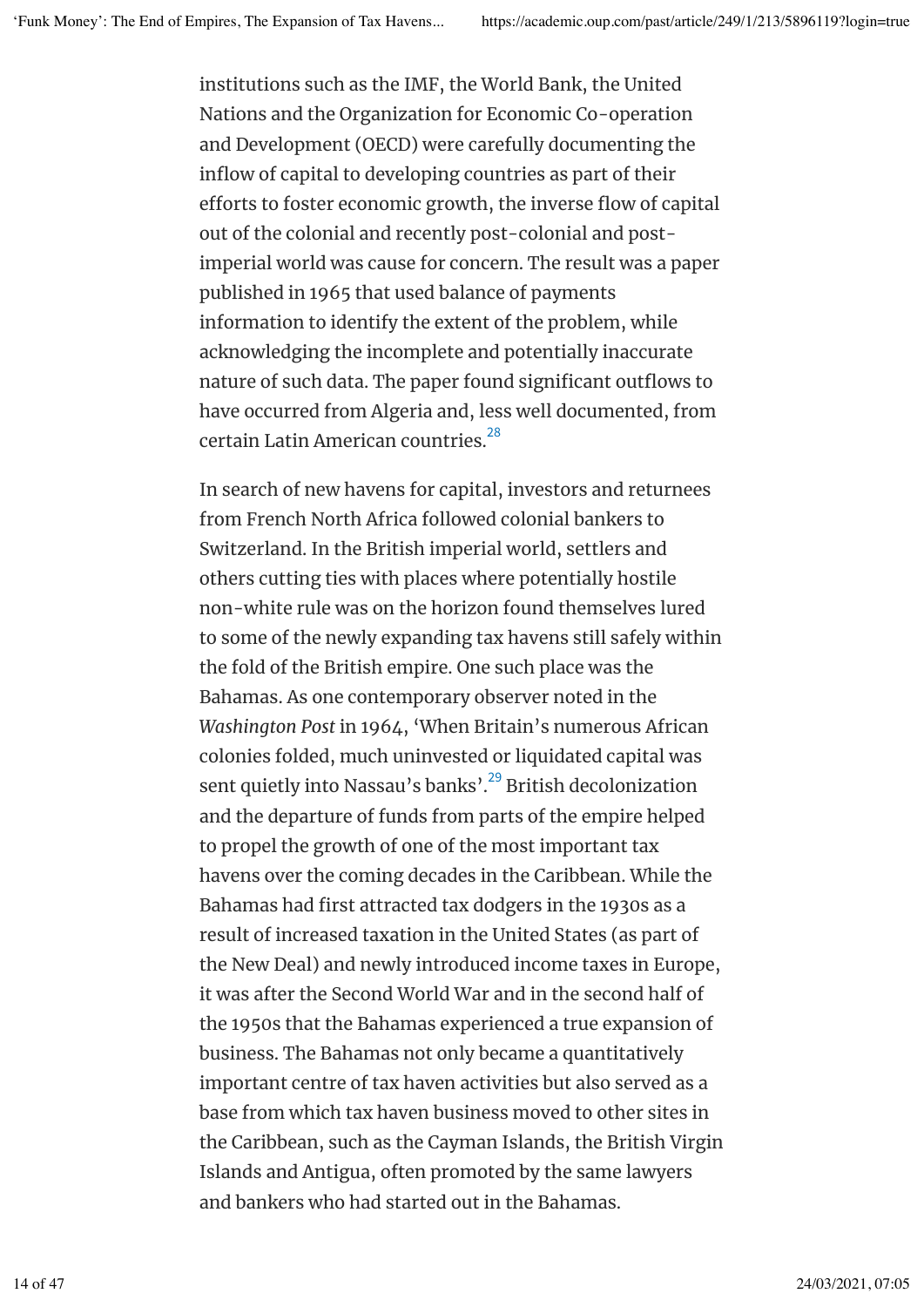institutions such as the IMF, the World Bank, the United Nations and the Organization for Economic Co-operation and Development (OECD) were carefully documenting the inflow of capital to developing countries as part of their efforts to foster economic growth, the inverse flow of capital out of the colonial and recently post-colonial and post-imperial world was cause for concern. The result was a paper published in 1965 that used balance of payments information to identify the extent of the problem, while acknowledging the incomplete and potentially inaccurate nature of such data. The paper found significant outflows to have occurred from Algeria and, less well documented, from certain Latin American countries.[28]

In search of new havens for capital, investors and returnees from French North Africa followed colonial bankers to Switzerland. In the British imperial world, settlers and others cutting ties with places where potentially hostile non-white rule was on the horizon found themselves lured to some of the newly expanding tax havens still safely within the fold of the British empire. One such place was the Bahamas. As one contemporary observer noted in the *Washington Post* in 1964, 'When Britain's numerous African colonies folded, much uninvested or liquidated capital was sent quietly into Nassau's banks'.[29] British decolonization and the departure of funds from parts of the empire helped to propel the growth of one of the most important tax havens over the coming decades in the Caribbean. While the Bahamas had first attracted tax dodgers in the 1930s as a result of increased taxation in the United States (as part of the New Deal) and newly introduced income taxes in Europe, it was after the Second World War and in the second half of the 1950s that the Bahamas experienced a true expansion of business. The Bahamas not only became a quantitatively important centre of tax haven activities but also served as a base from which tax haven business moved to other sites in the Caribbean, such as the Cayman Islands, the British Virgin Islands and Antigua, often promoted by the same lawyers and bankers who had started out in the Bahamas.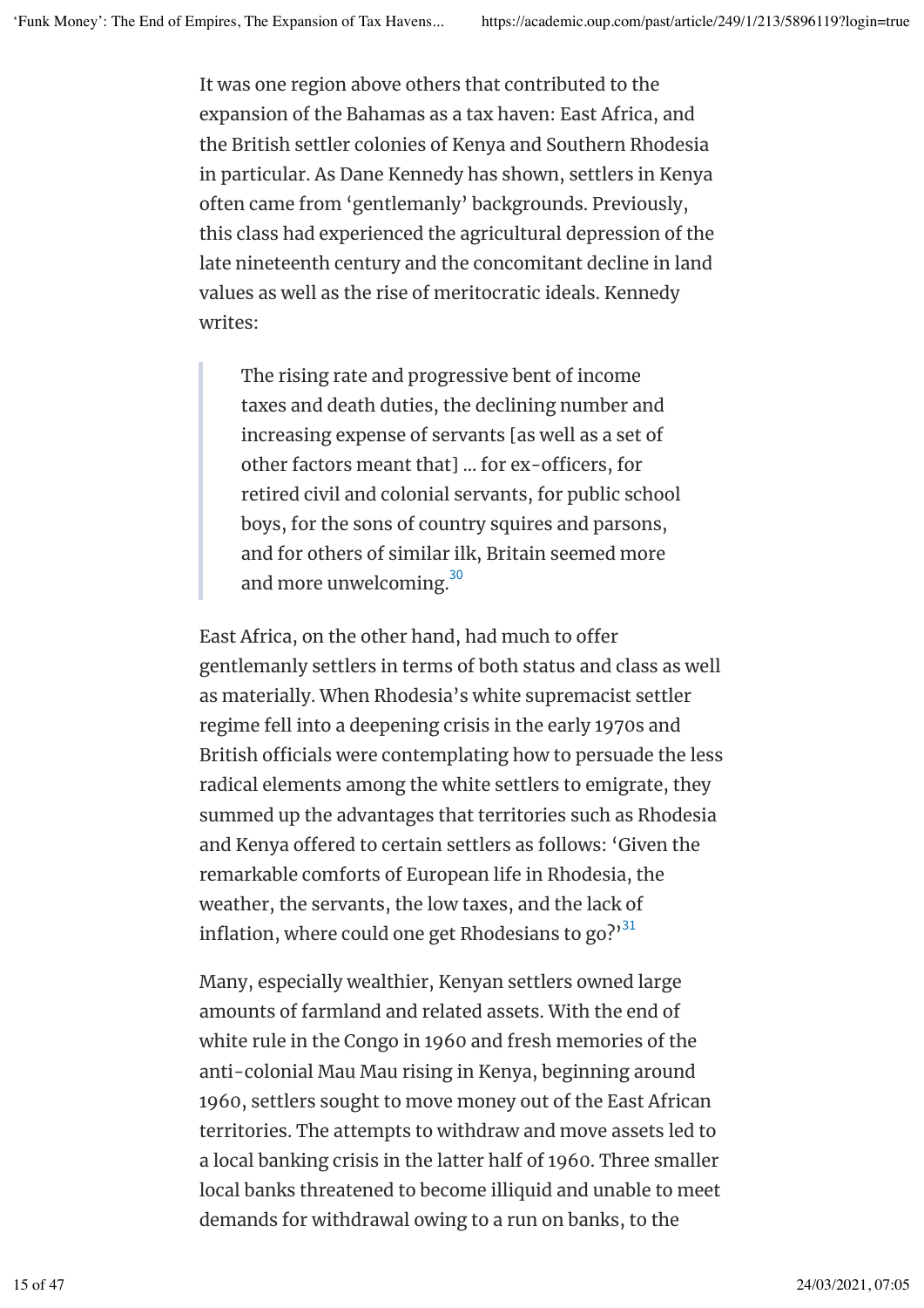It was one region above others that contributed to the expansion of the Bahamas as a tax haven: East Africa, and the British settler colonies of Kenya and Southern Rhodesia in particular. As Dane Kennedy has shown, settlers in Kenya often came from 'gentlemanly' backgrounds. Previously, this class had experienced the agricultural depression of the late nineteenth century and the concomitant decline in land values as well as the rise of meritocratic ideals. Kennedy writes:

> The rising rate and progressive bent of income taxes and death duties, the declining number and increasing expense of servants [as well as a set of other factors meant that] … for ex-officers, for retired civil and colonial servants, for public school boys, for the sons of country squires and parsons, and for others of similar ilk, Britain seemed more and more unwelcoming.[30]

East Africa, on the other hand, had much to offer gentlemanly settlers in terms of both status and class as well as materially. When Rhodesia's white supremacist settler regime fell into a deepening crisis in the early 1970s and British officials were contemplating how to persuade the less radical elements among the white settlers to emigrate, they summed up the advantages that territories such as Rhodesia and Kenya offered to certain settlers as follows: 'Given the remarkable comforts of European life in Rhodesia, the weather, the servants, the low taxes, and the lack of inflation, where could one get Rhodesians to go?'[31]

Many, especially wealthier, Kenyan settlers owned large amounts of farmland and related assets. With the end of white rule in the Congo in 1960 and fresh memories of the anti-colonial Mau Mau rising in Kenya, beginning around 1960, settlers sought to move money out of the East African territories. The attempts to withdraw and move assets led to a local banking crisis in the latter half of 1960. Three smaller local banks threatened to become illiquid and unable to meet demands for withdrawal owing to a run on banks, to the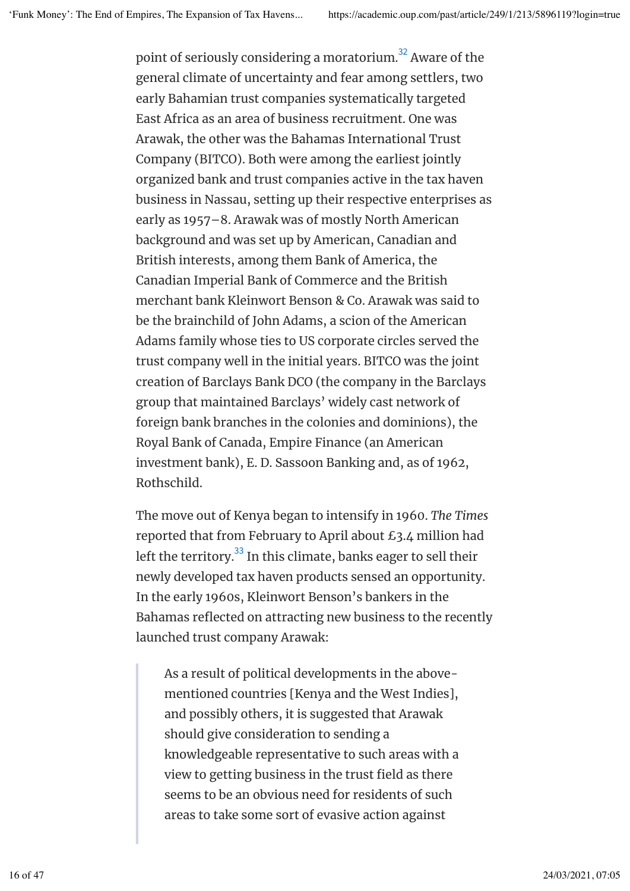point of seriously considering a moratorium.[32] Aware of the general climate of uncertainty and fear among settlers, two early Bahamian trust companies systematically targeted East Africa as an area of business recruitment. One was Arawak, the other was the Bahamas International Trust Company (BITCO). Both were among the earliest jointly organized bank and trust companies active in the tax haven business in Nassau, setting up their respective enterprises as early as 1957–8. Arawak was of mostly North American background and was set up by American, Canadian and British interests, among them Bank of America, the Canadian Imperial Bank of Commerce and the British merchant bank Kleinwort Benson & Co. Arawak was said to be the brainchild of John Adams, a scion of the American Adams family whose ties to US corporate circles served the trust company well in the initial years. BITCO was the joint creation of Barclays Bank DCO (the company in the Barclays group that maintained Barclays' widely cast network of foreign bank branches in the colonies and dominions), the Royal Bank of Canada, Empire Finance (an American investment bank), E. D. Sassoon Banking and, as of 1962, Rothschild.

The move out of Kenya began to intensify in 1960. *The Times* reported that from February to April about £3.4 million had left the territory.[33] In this climate, banks eager to sell their newly developed tax haven products sensed an opportunity. In the early 1960s, Kleinwort Benson's bankers in the Bahamas reflected on attracting new business to the recently launched trust company Arawak:

> As a result of political developments in the above-mentioned countries [Kenya and the West Indies], and possibly others, it is suggested that Arawak should give consideration to sending a knowledgeable representative to such areas with a view to getting business in the trust field as there seems to be an obvious need for residents of such areas to take some sort of evasive action against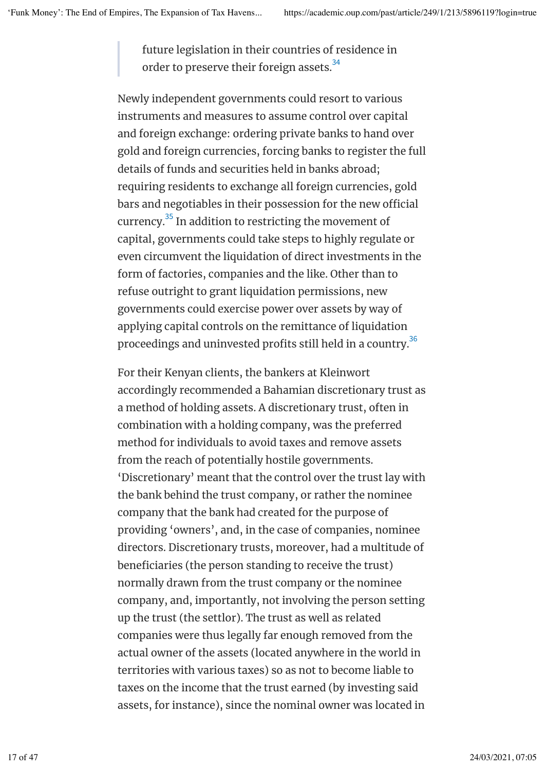> future legislation in their countries of residence in order to preserve their foreign assets.[34]

Newly independent governments could resort to various instruments and measures to assume control over capital and foreign exchange: ordering private banks to hand over gold and foreign currencies, forcing banks to register the full details of funds and securities held in banks abroad; requiring residents to exchange all foreign currencies, gold bars and negotiables in their possession for the new official currency.[35] In addition to restricting the movement of capital, governments could take steps to highly regulate or even circumvent the liquidation of direct investments in the form of factories, companies and the like. Other than to refuse outright to grant liquidation permissions, new governments could exercise power over assets by way of applying capital controls on the remittance of liquidation proceedings and uninvested profits still held in a country.[36]

For their Kenyan clients, the bankers at Kleinwort accordingly recommended a Bahamian discretionary trust as a method of holding assets. A discretionary trust, often in combination with a holding company, was the preferred method for individuals to avoid taxes and remove assets from the reach of potentially hostile governments. 'Discretionary' meant that the control over the trust lay with the bank behind the trust company, or rather the nominee company that the bank had created for the purpose of providing 'owners', and, in the case of companies, nominee directors. Discretionary trusts, moreover, had a multitude of beneficiaries (the person standing to receive the trust) normally drawn from the trust company or the nominee company, and, importantly, not involving the person setting up the trust (the settlor). The trust as well as related companies were thus legally far enough removed from the actual owner of the assets (located anywhere in the world in territories with various taxes) so as not to become liable to taxes on the income that the trust earned (by investing said assets, for instance), since the nominal owner was located in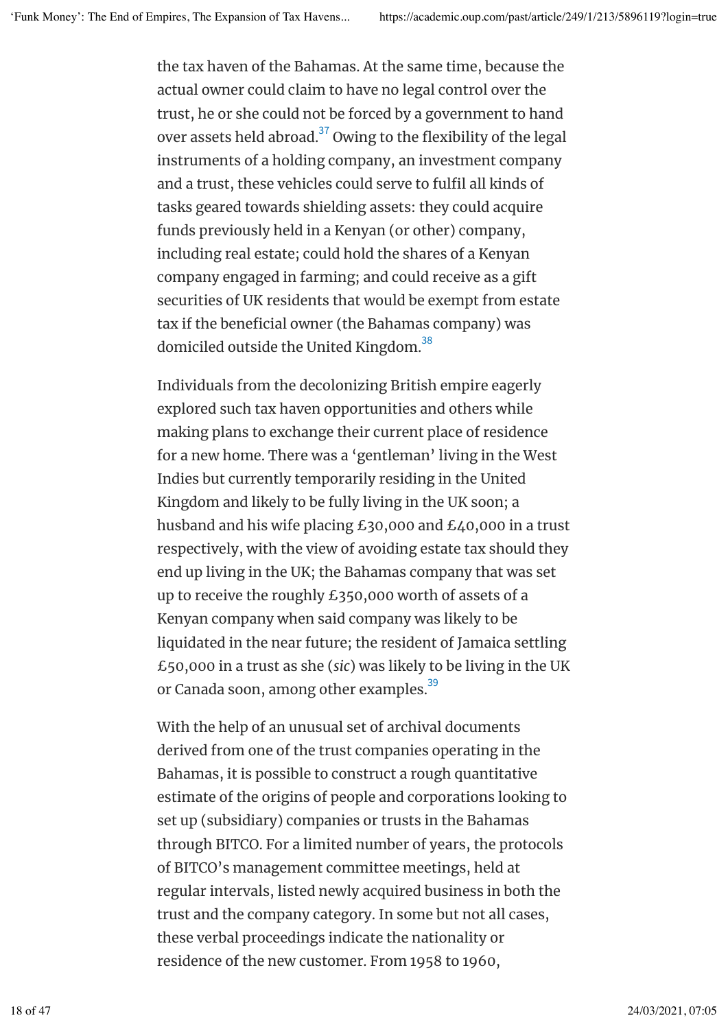the tax haven of the Bahamas. At the same time, because the actual owner could claim to have no legal control over the trust, he or she could not be forced by a government to hand over assets held abroad.[37] Owing to the flexibility of the legal instruments of a holding company, an investment company and a trust, these vehicles could serve to fulfil all kinds of tasks geared towards shielding assets: they could acquire funds previously held in a Kenyan (or other) company, including real estate; could hold the shares of a Kenyan company engaged in farming; and could receive as a gift securities of UK residents that would be exempt from estate tax if the beneficial owner (the Bahamas company) was domiciled outside the United Kingdom.[38]

Individuals from the decolonizing British empire eagerly explored such tax haven opportunities and others while making plans to exchange their current place of residence for a new home. There was a 'gentleman' living in the West Indies but currently temporarily residing in the United Kingdom and likely to be fully living in the UK soon; a husband and his wife placing £30,000 and £40,000 in a trust respectively, with the view of avoiding estate tax should they end up living in the UK; the Bahamas company that was set up to receive the roughly £350,000 worth of assets of a Kenyan company when said company was likely to be liquidated in the near future; the resident of Jamaica settling £50,000 in a trust as she (*sic*) was likely to be living in the UK or Canada soon, among other examples.[39]

With the help of an unusual set of archival documents derived from one of the trust companies operating in the Bahamas, it is possible to construct a rough quantitative estimate of the origins of people and corporations looking to set up (subsidiary) companies or trusts in the Bahamas through BITCO. For a limited number of years, the protocols of BITCO's management committee meetings, held at regular intervals, listed newly acquired business in both the trust and the company category. In some but not all cases, these verbal proceedings indicate the nationality or residence of the new customer. From 1958 to 1960,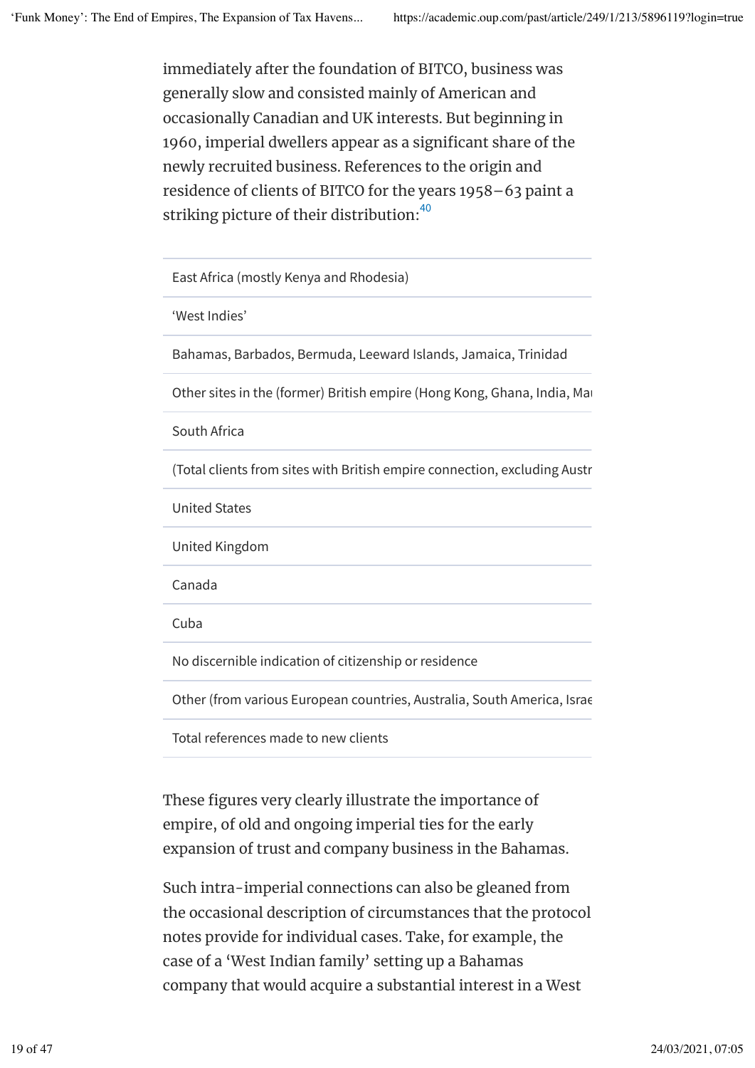immediately after the foundation of BITCO, business was generally slow and consisted mainly of American and occasionally Canadian and UK interests. But beginning in 1960, imperial dwellers appear as a significant share of the newly recruited business. References to the origin and residence of clients of BITCO for the years 1958–63 paint a striking picture of their distribution:[40]

| |
|---|
| East Africa (mostly Kenya and Rhodesia) |
| 'West Indies' |
| Bahamas, Barbados, Bermuda, Leeward Islands, Jamaica, Trinidad |
| Other sites in the (former) British empire (Hong Kong, Ghana, India, Ma |
| South Africa |
| (Total clients from sites with British empire connection, excluding Austr |
| United States |
| United Kingdom |
| Canada |
| Cuba |
| No discernible indication of citizenship or residence |
| Other (from various European countries, Australia, South America, Israe |
| Total references made to new clients |

These figures very clearly illustrate the importance of empire, of old and ongoing imperial ties for the early expansion of trust and company business in the Bahamas.

Such intra-imperial connections can also be gleaned from the occasional description of circumstances that the protocol notes provide for individual cases. Take, for example, the case of a 'West Indian family' setting up a Bahamas company that would acquire a substantial interest in a West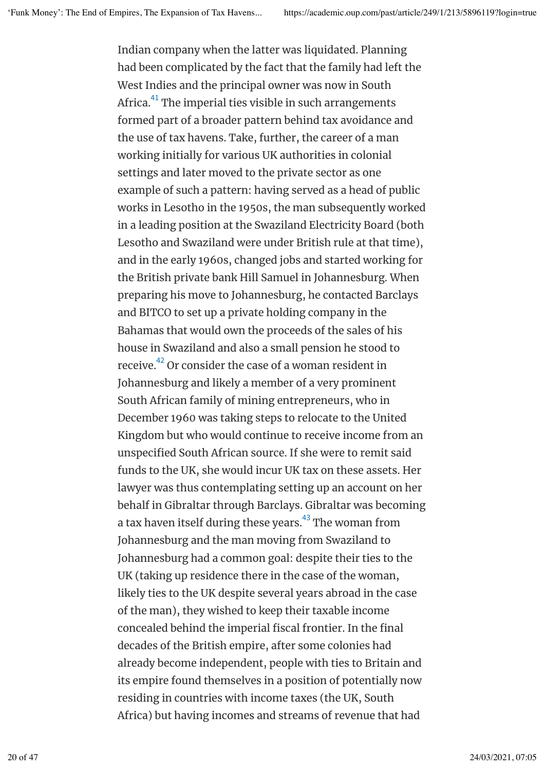Indian company when the latter was liquidated. Planning had been complicated by the fact that the family had left the West Indies and the principal owner was now in South Africa.[41] The imperial ties visible in such arrangements formed part of a broader pattern behind tax avoidance and the use of tax havens. Take, further, the career of a man working initially for various UK authorities in colonial settings and later moved to the private sector as one example of such a pattern: having served as a head of public works in Lesotho in the 1950s, the man subsequently worked in a leading position at the Swaziland Electricity Board (both Lesotho and Swaziland were under British rule at that time), and in the early 1960s, changed jobs and started working for the British private bank Hill Samuel in Johannesburg. When preparing his move to Johannesburg, he contacted Barclays and BITCO to set up a private holding company in the Bahamas that would own the proceeds of the sales of his house in Swaziland and also a small pension he stood to receive.[42] Or consider the case of a woman resident in Johannesburg and likely a member of a very prominent South African family of mining entrepreneurs, who in December 1960 was taking steps to relocate to the United Kingdom but who would continue to receive income from an unspecified South African source. If she were to remit said funds to the UK, she would incur UK tax on these assets. Her lawyer was thus contemplating setting up an account on her behalf in Gibraltar through Barclays. Gibraltar was becoming a tax haven itself during these years.[43] The woman from Johannesburg and the man moving from Swaziland to Johannesburg had a common goal: despite their ties to the UK (taking up residence there in the case of the woman, likely ties to the UK despite several years abroad in the case of the man), they wished to keep their taxable income concealed behind the imperial fiscal frontier. In the final decades of the British empire, after some colonies had already become independent, people with ties to Britain and its empire found themselves in a position of potentially now residing in countries with income taxes (the UK, South Africa) but having incomes and streams of revenue that had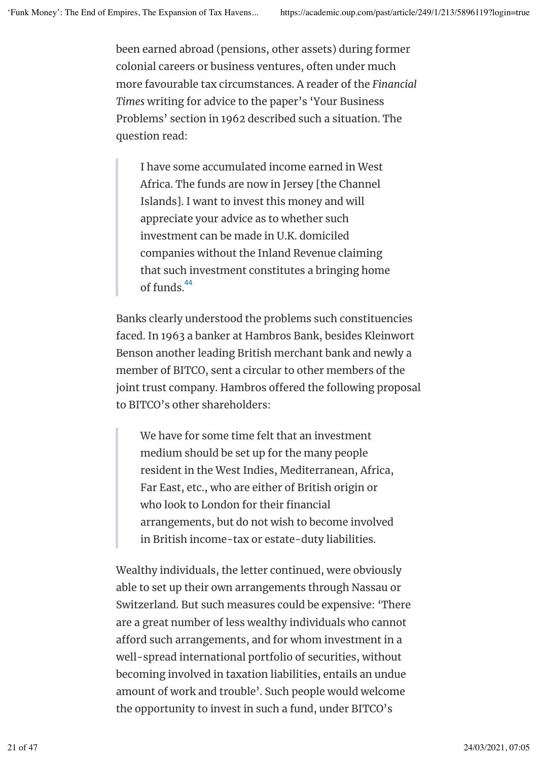been earned abroad (pensions, other assets) during former colonial careers or business ventures, often under much more favourable tax circumstances. A reader of the *Financial Times* writing for advice to the paper's 'Your Business Problems' section in 1962 described such a situation. The question read:

> I have some accumulated income earned in West Africa. The funds are now in Jersey [the Channel Islands]. I want to invest this money and will appreciate your advice as to whether such investment can be made in U.K. domiciled companies without the Inland Revenue claiming that such investment constitutes a bringing home of funds.[44]

Banks clearly understood the problems such constituencies faced. In 1963 a banker at Hambros Bank, besides Kleinwort Benson another leading British merchant bank and newly a member of BITCO, sent a circular to other members of the joint trust company. Hambros offered the following proposal to BITCO's other shareholders:

> We have for some time felt that an investment medium should be set up for the many people resident in the West Indies, Mediterranean, Africa, Far East, etc., who are either of British origin or who look to London for their financial arrangements, but do not wish to become involved in British income-tax or estate-duty liabilities.

Wealthy individuals, the letter continued, were obviously able to set up their own arrangements through Nassau or Switzerland. But such measures could be expensive: 'There are a great number of less wealthy individuals who cannot afford such arrangements, and for whom investment in a well-spread international portfolio of securities, without becoming involved in taxation liabilities, entails an undue amount of work and trouble'. Such people would welcome the opportunity to invest in such a fund, under BITCO's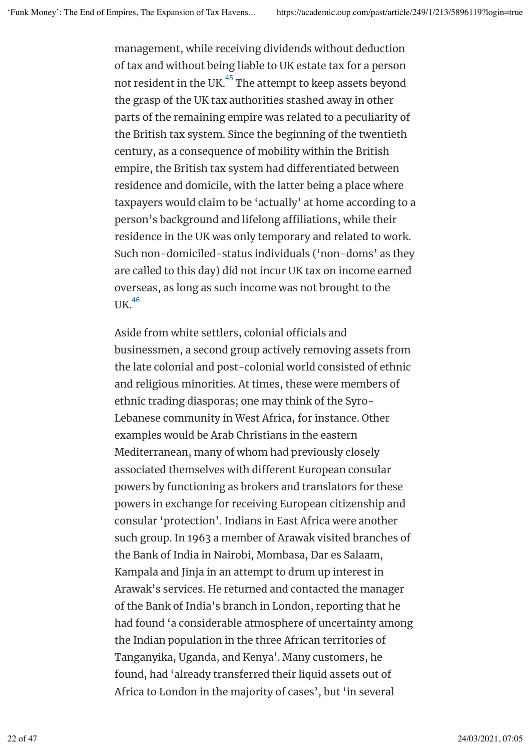management, while receiving dividends without deduction of tax and without being liable to UK estate tax for a person not resident in the UK.[45] The attempt to keep assets beyond the grasp of the UK tax authorities stashed away in other parts of the remaining empire was related to a peculiarity of the British tax system. Since the beginning of the twentieth century, as a consequence of mobility within the British empire, the British tax system had differentiated between residence and domicile, with the latter being a place where taxpayers would claim to be 'actually' at home according to a person's background and lifelong affiliations, while their residence in the UK was only temporary and related to work. Such non-domiciled-status individuals ('non-doms' as they are called to this day) did not incur UK tax on income earned overseas, as long as such income was not brought to the UK.[46]

Aside from white settlers, colonial officials and businessmen, a second group actively removing assets from the late colonial and post-colonial world consisted of ethnic and religious minorities. At times, these were members of ethnic trading diasporas; one may think of the Syro-Lebanese community in West Africa, for instance. Other examples would be Arab Christians in the eastern Mediterranean, many of whom had previously closely associated themselves with different European consular powers by functioning as brokers and translators for these powers in exchange for receiving European citizenship and consular 'protection'. Indians in East Africa were another such group. In 1963 a member of Arawak visited branches of the Bank of India in Nairobi, Mombasa, Dar es Salaam, Kampala and Jinja in an attempt to drum up interest in Arawak's services. He returned and contacted the manager of the Bank of India's branch in London, reporting that he had found 'a considerable atmosphere of uncertainty among the Indian population in the three African territories of Tanganyika, Uganda, and Kenya'. Many customers, he found, had 'already transferred their liquid assets out of Africa to London in the majority of cases', but 'in several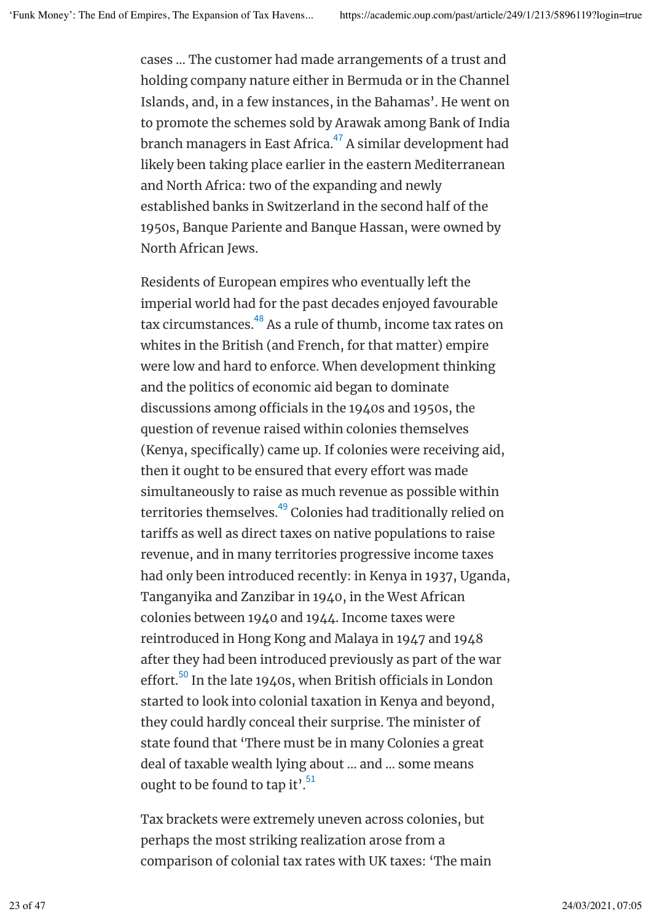cases … The customer had made arrangements of a trust and holding company nature either in Bermuda or in the Channel Islands, and, in a few instances, in the Bahamas'. He went on to promote the schemes sold by Arawak among Bank of India branch managers in East Africa.[47] A similar development had likely been taking place earlier in the eastern Mediterranean and North Africa: two of the expanding and newly established banks in Switzerland in the second half of the 1950s, Banque Pariente and Banque Hassan, were owned by North African Jews.

Residents of European empires who eventually left the imperial world had for the past decades enjoyed favourable tax circumstances.[48] As a rule of thumb, income tax rates on whites in the British (and French, for that matter) empire were low and hard to enforce. When development thinking and the politics of economic aid began to dominate discussions among officials in the 1940s and 1950s, the question of revenue raised within colonies themselves (Kenya, specifically) came up. If colonies were receiving aid, then it ought to be ensured that every effort was made simultaneously to raise as much revenue as possible within territories themselves.[49] Colonies had traditionally relied on tariffs as well as direct taxes on native populations to raise revenue, and in many territories progressive income taxes had only been introduced recently: in Kenya in 1937, Uganda, Tanganyika and Zanzibar in 1940, in the West African colonies between 1940 and 1944. Income taxes were reintroduced in Hong Kong and Malaya in 1947 and 1948 after they had been introduced previously as part of the war effort.[50] In the late 1940s, when British officials in London started to look into colonial taxation in Kenya and beyond, they could hardly conceal their surprise. The minister of state found that 'There must be in many Colonies a great deal of taxable wealth lying about … and … some means ought to be found to tap it'.[51]

Tax brackets were extremely uneven across colonies, but perhaps the most striking realization arose from a comparison of colonial tax rates with UK taxes: 'The main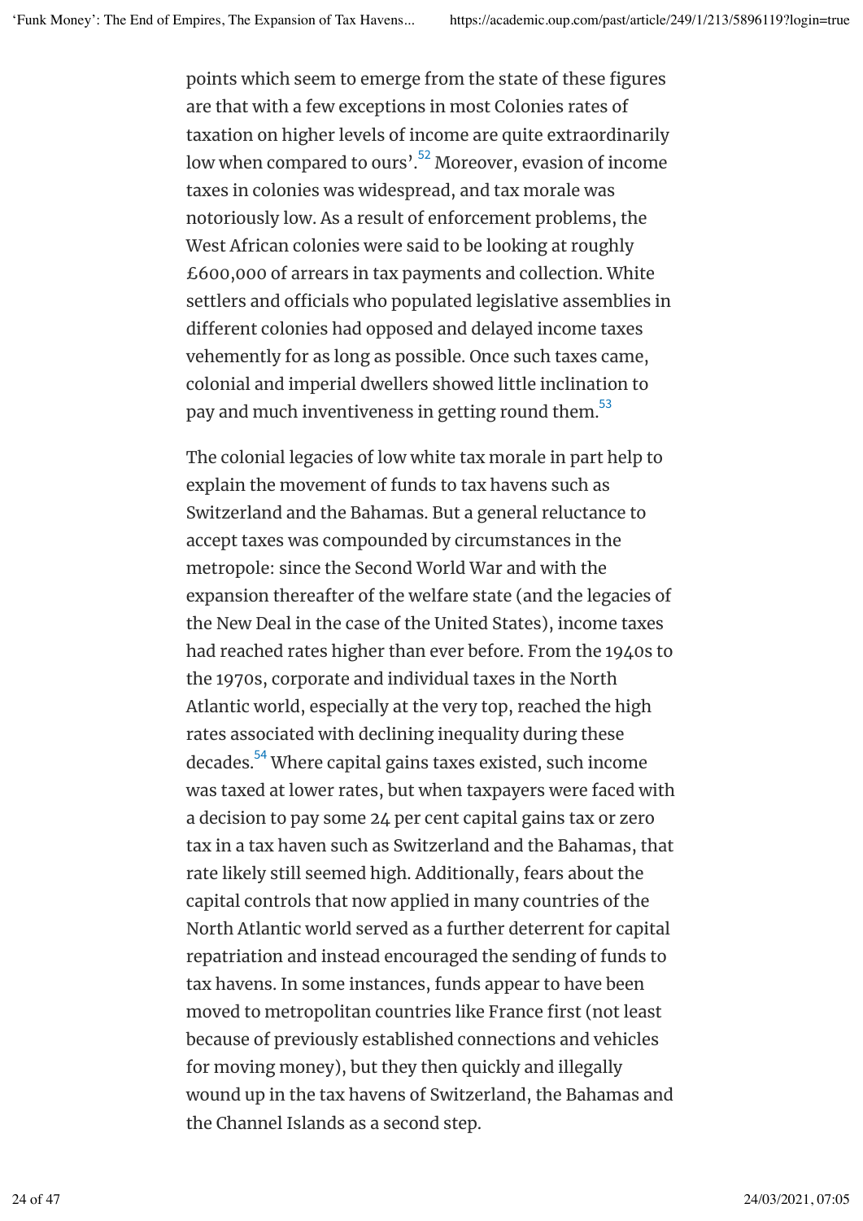points which seem to emerge from the state of these figures are that with a few exceptions in most Colonies rates of taxation on higher levels of income are quite extraordinarily low when compared to ours'.[52] Moreover, evasion of income taxes in colonies was widespread, and tax morale was notoriously low. As a result of enforcement problems, the West African colonies were said to be looking at roughly £600,000 of arrears in tax payments and collection. White settlers and officials who populated legislative assemblies in different colonies had opposed and delayed income taxes vehemently for as long as possible. Once such taxes came, colonial and imperial dwellers showed little inclination to pay and much inventiveness in getting round them.[53]

The colonial legacies of low white tax morale in part help to explain the movement of funds to tax havens such as Switzerland and the Bahamas. But a general reluctance to accept taxes was compounded by circumstances in the metropole: since the Second World War and with the expansion thereafter of the welfare state (and the legacies of the New Deal in the case of the United States), income taxes had reached rates higher than ever before. From the 1940s to the 1970s, corporate and individual taxes in the North Atlantic world, especially at the very top, reached the high rates associated with declining inequality during these decades.[54] Where capital gains taxes existed, such income was taxed at lower rates, but when taxpayers were faced with a decision to pay some 24 per cent capital gains tax or zero tax in a tax haven such as Switzerland and the Bahamas, that rate likely still seemed high. Additionally, fears about the capital controls that now applied in many countries of the North Atlantic world served as a further deterrent for capital repatriation and instead encouraged the sending of funds to tax havens. In some instances, funds appear to have been moved to metropolitan countries like France first (not least because of previously established connections and vehicles for moving money), but they then quickly and illegally wound up in the tax havens of Switzerland, the Bahamas and the Channel Islands as a second step.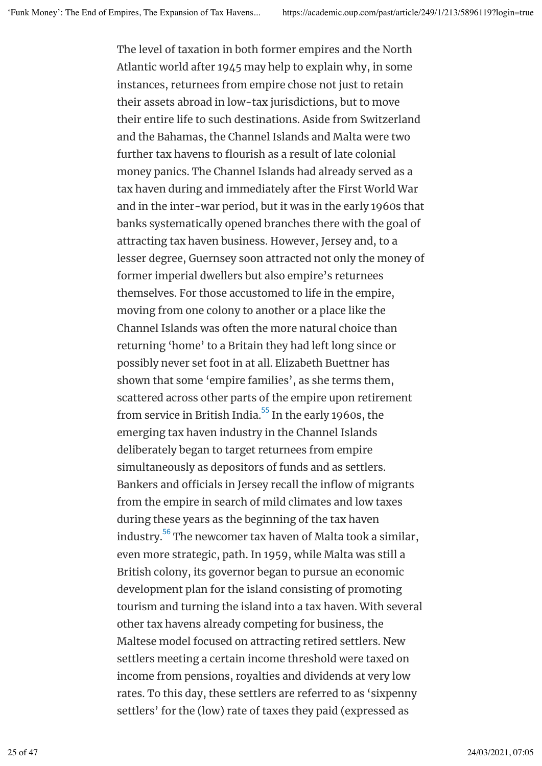The level of taxation in both former empires and the North Atlantic world after 1945 may help to explain why, in some instances, returnees from empire chose not just to retain their assets abroad in low-tax jurisdictions, but to move their entire life to such destinations. Aside from Switzerland and the Bahamas, the Channel Islands and Malta were two further tax havens to flourish as a result of late colonial money panics. The Channel Islands had already served as a tax haven during and immediately after the First World War and in the inter-war period, but it was in the early 1960s that banks systematically opened branches there with the goal of attracting tax haven business. However, Jersey and, to a lesser degree, Guernsey soon attracted not only the money of former imperial dwellers but also empire's returnees themselves. For those accustomed to life in the empire, moving from one colony to another or a place like the Channel Islands was often the more natural choice than returning 'home' to a Britain they had left long since or possibly never set foot in at all. Elizabeth Buettner has shown that some 'empire families', as she terms them, scattered across other parts of the empire upon retirement from service in British India.[55] In the early 1960s, the emerging tax haven industry in the Channel Islands deliberately began to target returnees from empire simultaneously as depositors of funds and as settlers. Bankers and officials in Jersey recall the inflow of migrants from the empire in search of mild climates and low taxes during these years as the beginning of the tax haven industry.[56] The newcomer tax haven of Malta took a similar, even more strategic, path. In 1959, while Malta was still a British colony, its governor began to pursue an economic development plan for the island consisting of promoting tourism and turning the island into a tax haven. With several other tax havens already competing for business, the Maltese model focused on attracting retired settlers. New settlers meeting a certain income threshold were taxed on income from pensions, royalties and dividends at very low rates. To this day, these settlers are referred to as 'sixpenny settlers' for the (low) rate of taxes they paid (expressed as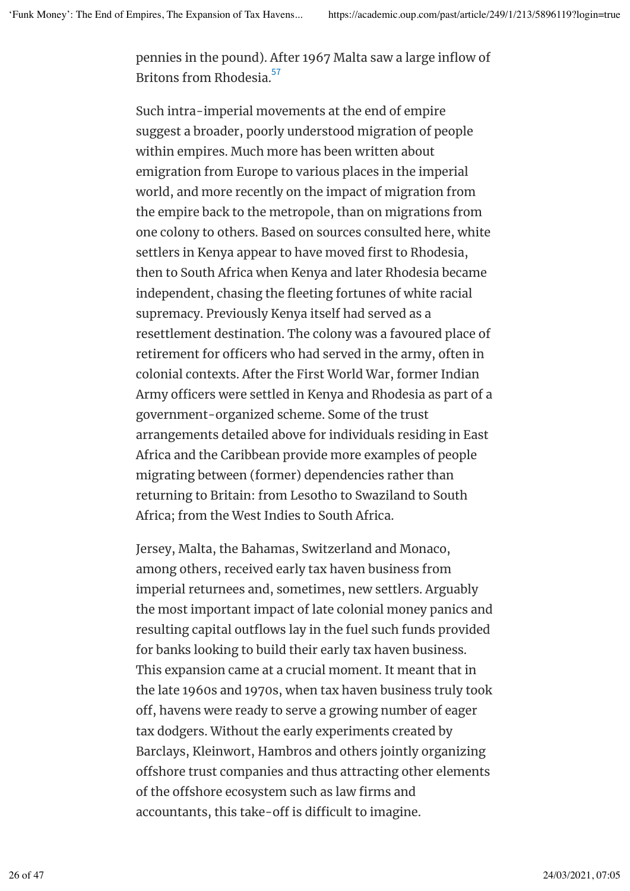pennies in the pound). After 1967 Malta saw a large inflow of Britons from Rhodesia.[57]

Such intra-imperial movements at the end of empire suggest a broader, poorly understood migration of people within empires. Much more has been written about emigration from Europe to various places in the imperial world, and more recently on the impact of migration from the empire back to the metropole, than on migrations from one colony to others. Based on sources consulted here, white settlers in Kenya appear to have moved first to Rhodesia, then to South Africa when Kenya and later Rhodesia became independent, chasing the fleeting fortunes of white racial supremacy. Previously Kenya itself had served as a resettlement destination. The colony was a favoured place of retirement for officers who had served in the army, often in colonial contexts. After the First World War, former Indian Army officers were settled in Kenya and Rhodesia as part of a government-organized scheme. Some of the trust arrangements detailed above for individuals residing in East Africa and the Caribbean provide more examples of people migrating between (former) dependencies rather than returning to Britain: from Lesotho to Swaziland to South Africa; from the West Indies to South Africa.

Jersey, Malta, the Bahamas, Switzerland and Monaco, among others, received early tax haven business from imperial returnees and, sometimes, new settlers. Arguably the most important impact of late colonial money panics and resulting capital outflows lay in the fuel such funds provided for banks looking to build their early tax haven business. This expansion came at a crucial moment. It meant that in the late 1960s and 1970s, when tax haven business truly took off, havens were ready to serve a growing number of eager tax dodgers. Without the early experiments created by Barclays, Kleinwort, Hambros and others jointly organizing offshore trust companies and thus attracting other elements of the offshore ecosystem such as law firms and accountants, this take-off is difficult to imagine.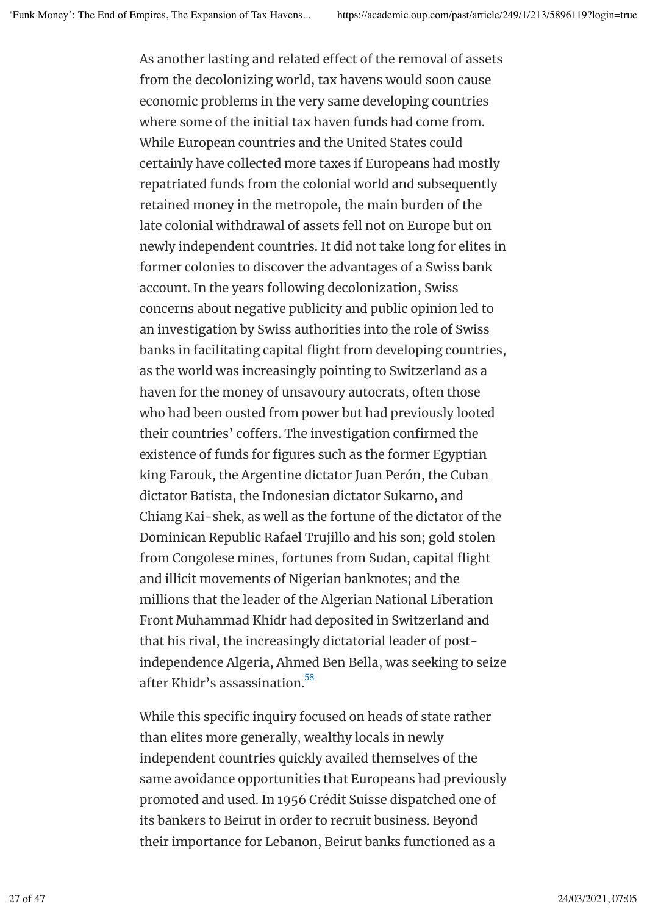As another lasting and related effect of the removal of assets from the decolonizing world, tax havens would soon cause economic problems in the very same developing countries where some of the initial tax haven funds had come from. While European countries and the United States could certainly have collected more taxes if Europeans had mostly repatriated funds from the colonial world and subsequently retained money in the metropole, the main burden of the late colonial withdrawal of assets fell not on Europe but on newly independent countries. It did not take long for elites in former colonies to discover the advantages of a Swiss bank account. In the years following decolonization, Swiss concerns about negative publicity and public opinion led to an investigation by Swiss authorities into the role of Swiss banks in facilitating capital flight from developing countries, as the world was increasingly pointing to Switzerland as a haven for the money of unsavoury autocrats, often those who had been ousted from power but had previously looted their countries' coffers. The investigation confirmed the existence of funds for figures such as the former Egyptian king Farouk, the Argentine dictator Juan Perón, the Cuban dictator Batista, the Indonesian dictator Sukarno, and Chiang Kai-shek, as well as the fortune of the dictator of the Dominican Republic Rafael Trujillo and his son; gold stolen from Congolese mines, fortunes from Sudan, capital flight and illicit movements of Nigerian banknotes; and the millions that the leader of the Algerian National Liberation Front Muhammad Khidr had deposited in Switzerland and that his rival, the increasingly dictatorial leader of post-independence Algeria, Ahmed Ben Bella, was seeking to seize after Khidr's assassination.[58]

While this specific inquiry focused on heads of state rather than elites more generally, wealthy locals in newly independent countries quickly availed themselves of the same avoidance opportunities that Europeans had previously promoted and used. In 1956 Crédit Suisse dispatched one of its bankers to Beirut in order to recruit business. Beyond their importance for Lebanon, Beirut banks functioned as a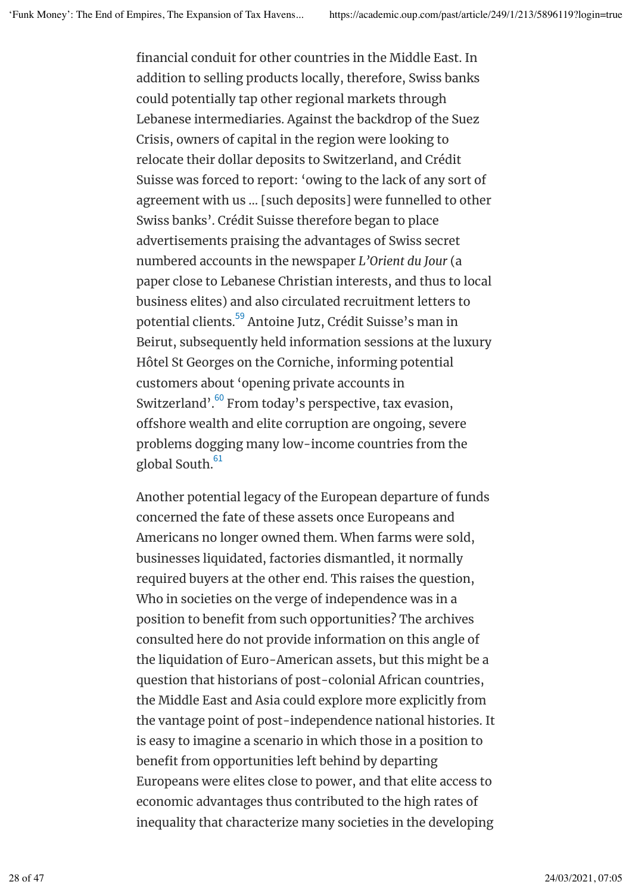financial conduit for other countries in the Middle East. In addition to selling products locally, therefore, Swiss banks could potentially tap other regional markets through Lebanese intermediaries. Against the backdrop of the Suez Crisis, owners of capital in the region were looking to relocate their dollar deposits to Switzerland, and Crédit Suisse was forced to report: 'owing to the lack of any sort of agreement with us … [such deposits] were funnelled to other Swiss banks'. Crédit Suisse therefore began to place advertisements praising the advantages of Swiss secret numbered accounts in the newspaper *L'Orient du Jour* (a paper close to Lebanese Christian interests, and thus to local business elites) and also circulated recruitment letters to potential clients.[59] Antoine Jutz, Crédit Suisse's man in Beirut, subsequently held information sessions at the luxury Hôtel St Georges on the Corniche, informing potential customers about 'opening private accounts in Switzerland'.[60] From today's perspective, tax evasion, offshore wealth and elite corruption are ongoing, severe problems dogging many low-income countries from the global South.[61]

Another potential legacy of the European departure of funds concerned the fate of these assets once Europeans and Americans no longer owned them. When farms were sold, businesses liquidated, factories dismantled, it normally required buyers at the other end. This raises the question, Who in societies on the verge of independence was in a position to benefit from such opportunities? The archives consulted here do not provide information on this angle of the liquidation of Euro-American assets, but this might be a question that historians of post-colonial African countries, the Middle East and Asia could explore more explicitly from the vantage point of post-independence national histories. It is easy to imagine a scenario in which those in a position to benefit from opportunities left behind by departing Europeans were elites close to power, and that elite access to economic advantages thus contributed to the high rates of inequality that characterize many societies in the developing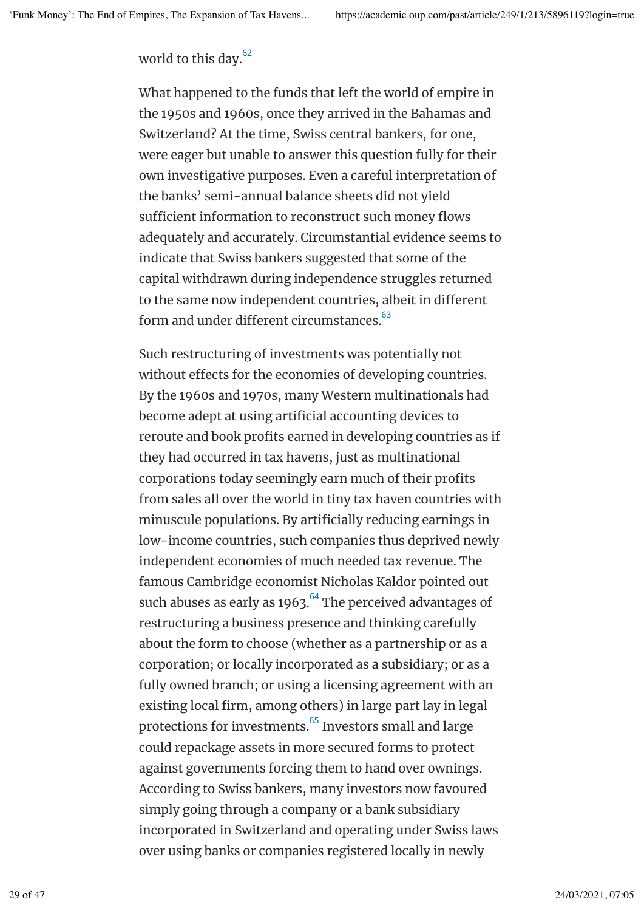world to this day.[62]

What happened to the funds that left the world of empire in the 1950s and 1960s, once they arrived in the Bahamas and Switzerland? At the time, Swiss central bankers, for one, were eager but unable to answer this question fully for their own investigative purposes. Even a careful interpretation of the banks' semi-annual balance sheets did not yield sufficient information to reconstruct such money flows adequately and accurately. Circumstantial evidence seems to indicate that Swiss bankers suggested that some of the capital withdrawn during independence struggles returned to the same now independent countries, albeit in different form and under different circumstances.[63]

Such restructuring of investments was potentially not without effects for the economies of developing countries. By the 1960s and 1970s, many Western multinationals had become adept at using artificial accounting devices to reroute and book profits earned in developing countries as if they had occurred in tax havens, just as multinational corporations today seemingly earn much of their profits from sales all over the world in tiny tax haven countries with minuscule populations. By artificially reducing earnings in low-income countries, such companies thus deprived newly independent economies of much needed tax revenue. The famous Cambridge economist Nicholas Kaldor pointed out such abuses as early as 1963.[64] The perceived advantages of restructuring a business presence and thinking carefully about the form to choose (whether as a partnership or as a corporation; or locally incorporated as a subsidiary; or as a fully owned branch; or using a licensing agreement with an existing local firm, among others) in large part lay in legal protections for investments.[65] Investors small and large could repackage assets in more secured forms to protect against governments forcing them to hand over ownings. According to Swiss bankers, many investors now favoured simply going through a company or a bank subsidiary incorporated in Switzerland and operating under Swiss laws over using banks or companies registered locally in newly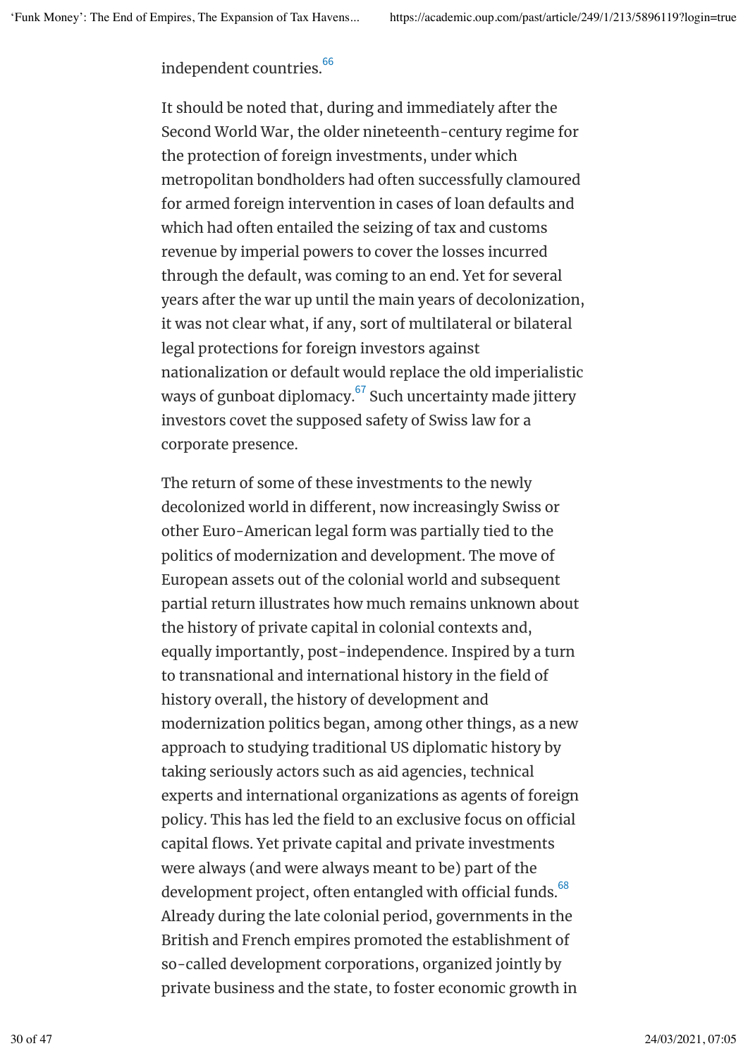independent countries.[66]

It should be noted that, during and immediately after the Second World War, the older nineteenth-century regime for the protection of foreign investments, under which metropolitan bondholders had often successfully clamoured for armed foreign intervention in cases of loan defaults and which had often entailed the seizing of tax and customs revenue by imperial powers to cover the losses incurred through the default, was coming to an end. Yet for several years after the war up until the main years of decolonization, it was not clear what, if any, sort of multilateral or bilateral legal protections for foreign investors against nationalization or default would replace the old imperialistic ways of gunboat diplomacy.[67] Such uncertainty made jittery investors covet the supposed safety of Swiss law for a corporate presence.

The return of some of these investments to the newly decolonized world in different, now increasingly Swiss or other Euro-American legal form was partially tied to the politics of modernization and development. The move of European assets out of the colonial world and subsequent partial return illustrates how much remains unknown about the history of private capital in colonial contexts and, equally importantly, post-independence. Inspired by a turn to transnational and international history in the field of history overall, the history of development and modernization politics began, among other things, as a new approach to studying traditional US diplomatic history by taking seriously actors such as aid agencies, technical experts and international organizations as agents of foreign policy. This has led the field to an exclusive focus on official capital flows. Yet private capital and private investments were always (and were always meant to be) part of the development project, often entangled with official funds.[68] Already during the late colonial period, governments in the British and French empires promoted the establishment of so-called development corporations, organized jointly by private business and the state, to foster economic growth in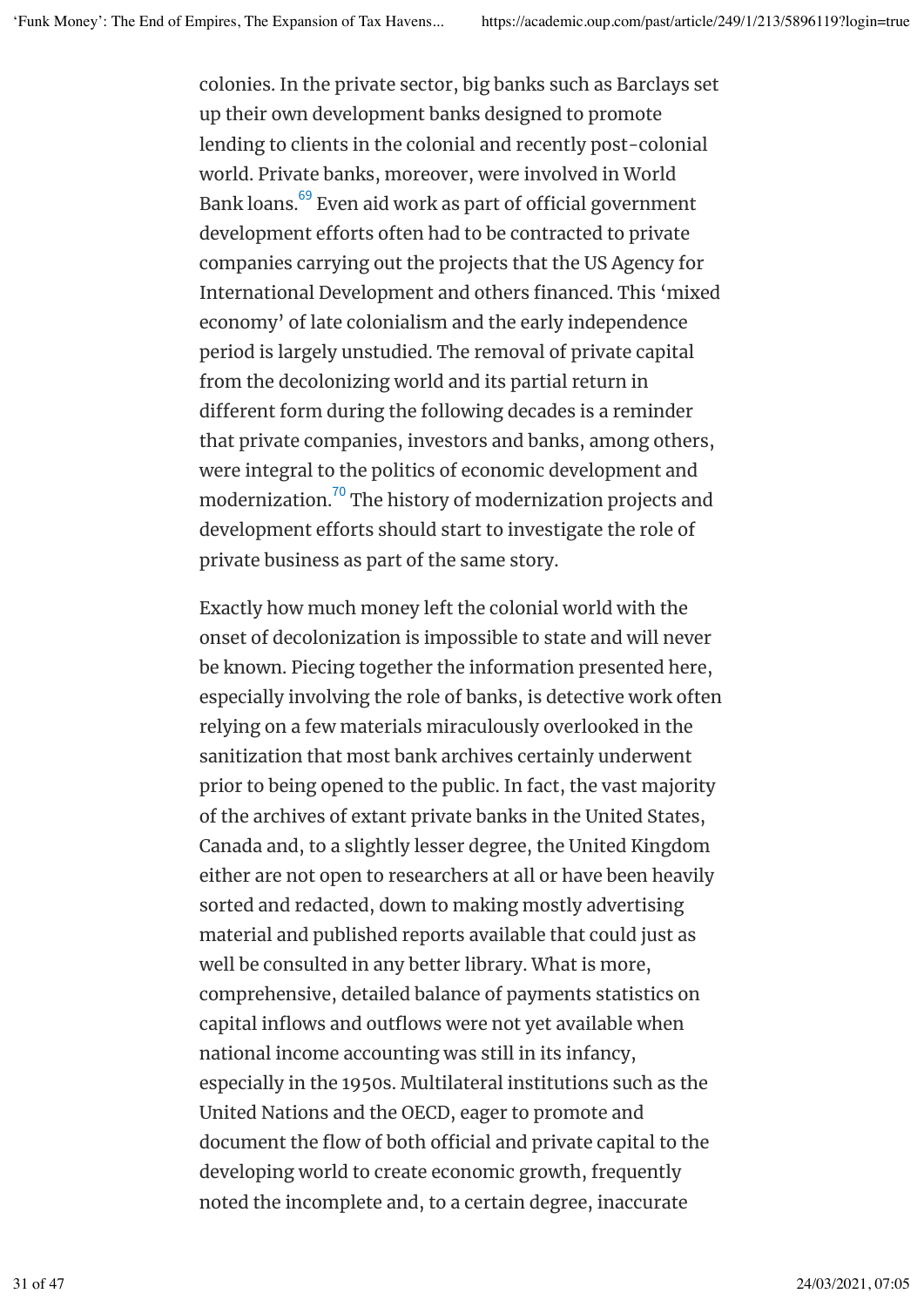colonies. In the private sector, big banks such as Barclays set up their own development banks designed to promote lending to clients in the colonial and recently post-colonial world. Private banks, moreover, were involved in World Bank loans.[69] Even aid work as part of official government development efforts often had to be contracted to private companies carrying out the projects that the US Agency for International Development and others financed. This 'mixed economy' of late colonialism and the early independence period is largely unstudied. The removal of private capital from the decolonizing world and its partial return in different form during the following decades is a reminder that private companies, investors and banks, among others, were integral to the politics of economic development and modernization.[70] The history of modernization projects and development efforts should start to investigate the role of private business as part of the same story.

Exactly how much money left the colonial world with the onset of decolonization is impossible to state and will never be known. Piecing together the information presented here, especially involving the role of banks, is detective work often relying on a few materials miraculously overlooked in the sanitization that most bank archives certainly underwent prior to being opened to the public. In fact, the vast majority of the archives of extant private banks in the United States, Canada and, to a slightly lesser degree, the United Kingdom either are not open to researchers at all or have been heavily sorted and redacted, down to making mostly advertising material and published reports available that could just as well be consulted in any better library. What is more, comprehensive, detailed balance of payments statistics on capital inflows and outflows were not yet available when national income accounting was still in its infancy, especially in the 1950s. Multilateral institutions such as the United Nations and the OECD, eager to promote and document the flow of both official and private capital to the developing world to create economic growth, frequently noted the incomplete and, to a certain degree, inaccurate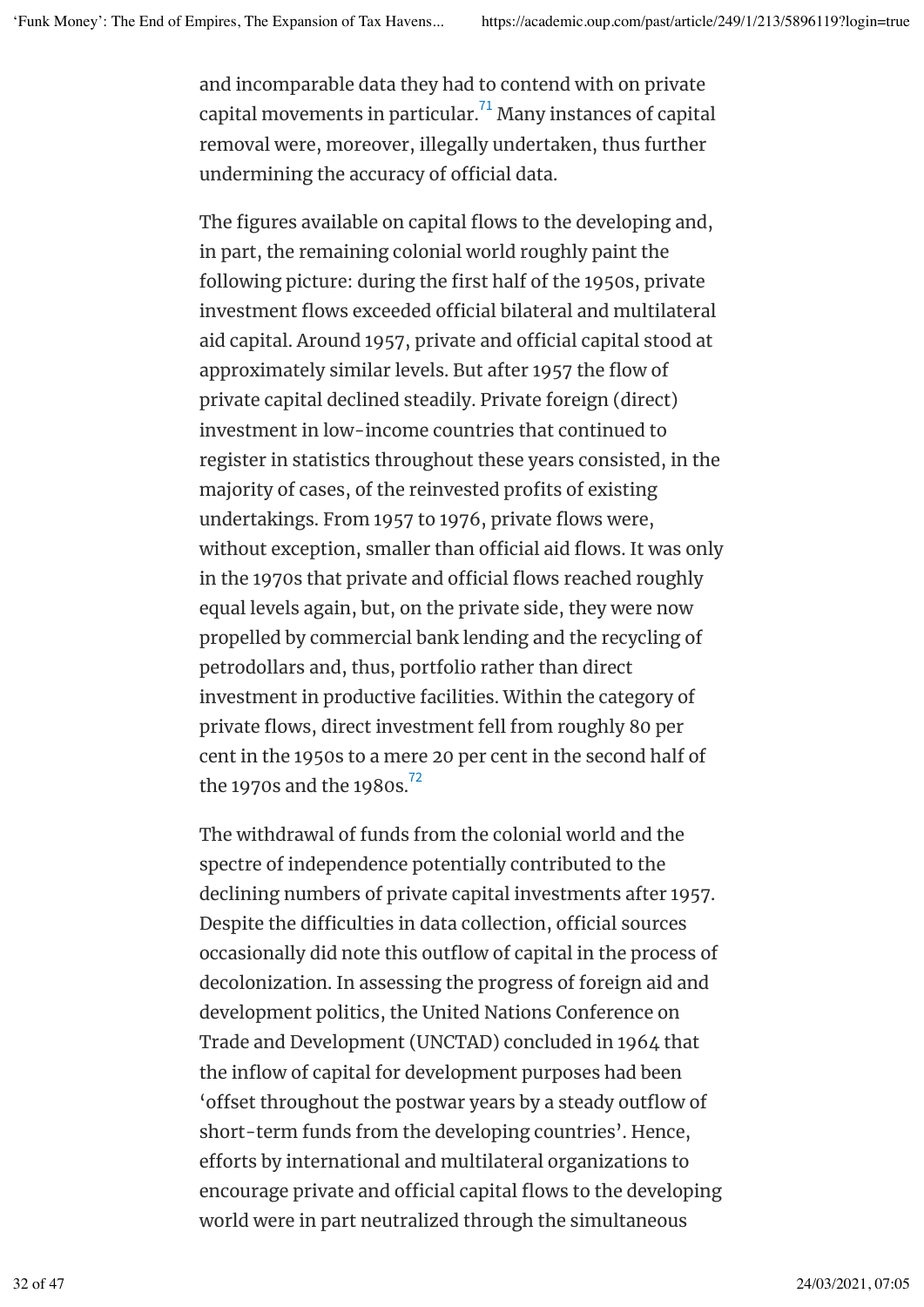and incomparable data they had to contend with on private capital movements in particular.[71] Many instances of capital removal were, moreover, illegally undertaken, thus further undermining the accuracy of official data.

The figures available on capital flows to the developing and, in part, the remaining colonial world roughly paint the following picture: during the first half of the 1950s, private investment flows exceeded official bilateral and multilateral aid capital. Around 1957, private and official capital stood at approximately similar levels. But after 1957 the flow of private capital declined steadily. Private foreign (direct) investment in low-income countries that continued to register in statistics throughout these years consisted, in the majority of cases, of the reinvested profits of existing undertakings. From 1957 to 1976, private flows were, without exception, smaller than official aid flows. It was only in the 1970s that private and official flows reached roughly equal levels again, but, on the private side, they were now propelled by commercial bank lending and the recycling of petrodollars and, thus, portfolio rather than direct investment in productive facilities. Within the category of private flows, direct investment fell from roughly 80 per cent in the 1950s to a mere 20 per cent in the second half of the 1970s and the 1980s.[72]

The withdrawal of funds from the colonial world and the spectre of independence potentially contributed to the declining numbers of private capital investments after 1957. Despite the difficulties in data collection, official sources occasionally did note this outflow of capital in the process of decolonization. In assessing the progress of foreign aid and development politics, the United Nations Conference on Trade and Development (UNCTAD) concluded in 1964 that the inflow of capital for development purposes had been 'offset throughout the postwar years by a steady outflow of short-term funds from the developing countries'. Hence, efforts by international and multilateral organizations to encourage private and official capital flows to the developing world were in part neutralized through the simultaneous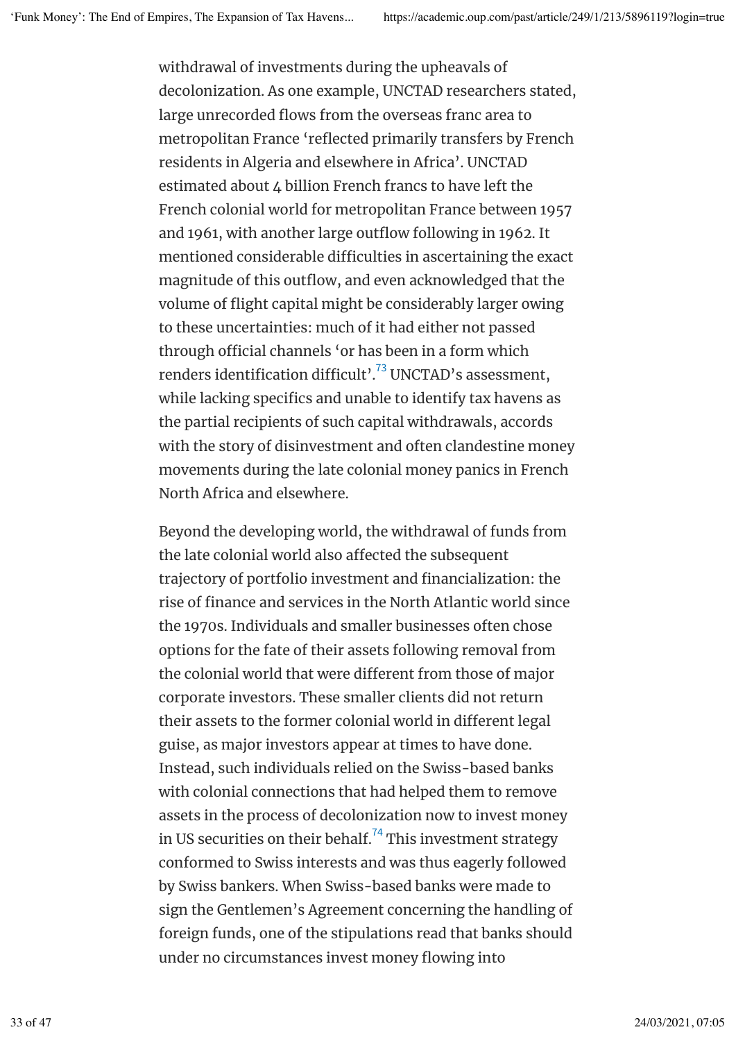withdrawal of investments during the upheavals of decolonization. As one example, UNCTAD researchers stated, large unrecorded flows from the overseas franc area to metropolitan France 'reflected primarily transfers by French residents in Algeria and elsewhere in Africa'. UNCTAD estimated about 4 billion French francs to have left the French colonial world for metropolitan France between 1957 and 1961, with another large outflow following in 1962. It mentioned considerable difficulties in ascertaining the exact magnitude of this outflow, and even acknowledged that the volume of flight capital might be considerably larger owing to these uncertainties: much of it had either not passed through official channels 'or has been in a form which renders identification difficult'.[73] UNCTAD's assessment, while lacking specifics and unable to identify tax havens as the partial recipients of such capital withdrawals, accords with the story of disinvestment and often clandestine money movements during the late colonial money panics in French North Africa and elsewhere.

Beyond the developing world, the withdrawal of funds from the late colonial world also affected the subsequent trajectory of portfolio investment and financialization: the rise of finance and services in the North Atlantic world since the 1970s. Individuals and smaller businesses often chose options for the fate of their assets following removal from the colonial world that were different from those of major corporate investors. These smaller clients did not return their assets to the former colonial world in different legal guise, as major investors appear at times to have done. Instead, such individuals relied on the Swiss-based banks with colonial connections that had helped them to remove assets in the process of decolonization now to invest money in US securities on their behalf.[74] This investment strategy conformed to Swiss interests and was thus eagerly followed by Swiss bankers. When Swiss-based banks were made to sign the Gentlemen's Agreement concerning the handling of foreign funds, one of the stipulations read that banks should under no circumstances invest money flowing into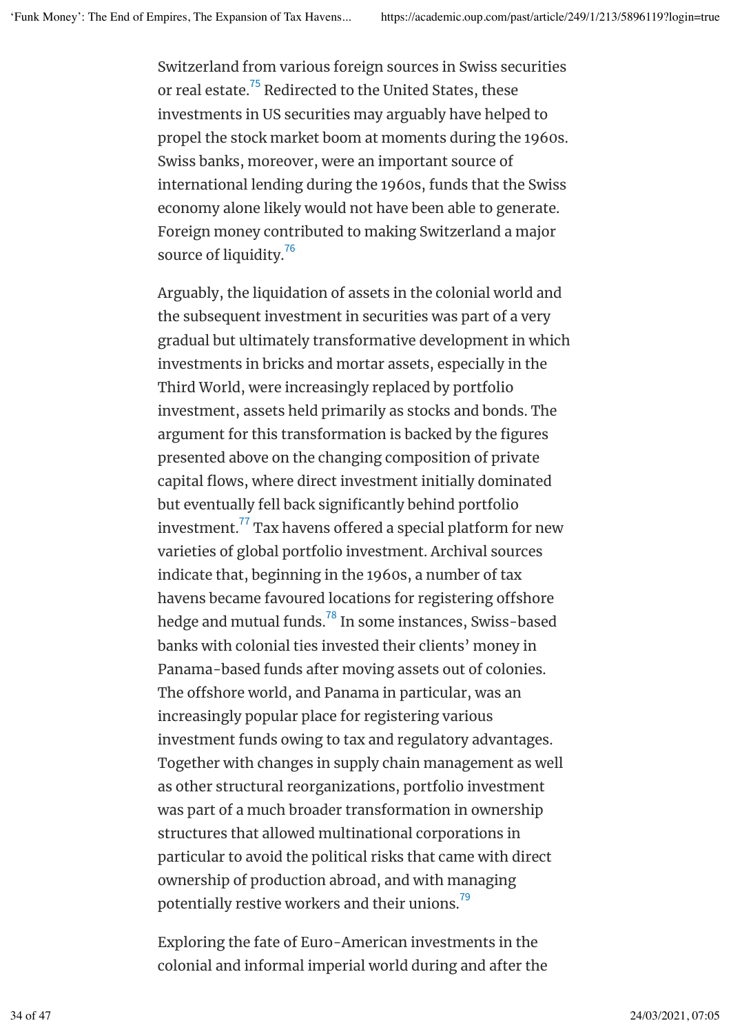Switzerland from various foreign sources in Swiss securities or real estate.[75] Redirected to the United States, these investments in US securities may arguably have helped to propel the stock market boom at moments during the 1960s. Swiss banks, moreover, were an important source of international lending during the 1960s, funds that the Swiss economy alone likely would not have been able to generate. Foreign money contributed to making Switzerland a major source of liquidity.[76]

Arguably, the liquidation of assets in the colonial world and the subsequent investment in securities was part of a very gradual but ultimately transformative development in which investments in bricks and mortar assets, especially in the Third World, were increasingly replaced by portfolio investment, assets held primarily as stocks and bonds. The argument for this transformation is backed by the figures presented above on the changing composition of private capital flows, where direct investment initially dominated but eventually fell back significantly behind portfolio investment.[77] Tax havens offered a special platform for new varieties of global portfolio investment. Archival sources indicate that, beginning in the 1960s, a number of tax havens became favoured locations for registering offshore hedge and mutual funds.[78] In some instances, Swiss-based banks with colonial ties invested their clients' money in Panama-based funds after moving assets out of colonies. The offshore world, and Panama in particular, was an increasingly popular place for registering various investment funds owing to tax and regulatory advantages. Together with changes in supply chain management as well as other structural reorganizations, portfolio investment was part of a much broader transformation in ownership structures that allowed multinational corporations in particular to avoid the political risks that came with direct ownership of production abroad, and with managing potentially restive workers and their unions.[79]

Exploring the fate of Euro-American investments in the colonial and informal imperial world during and after the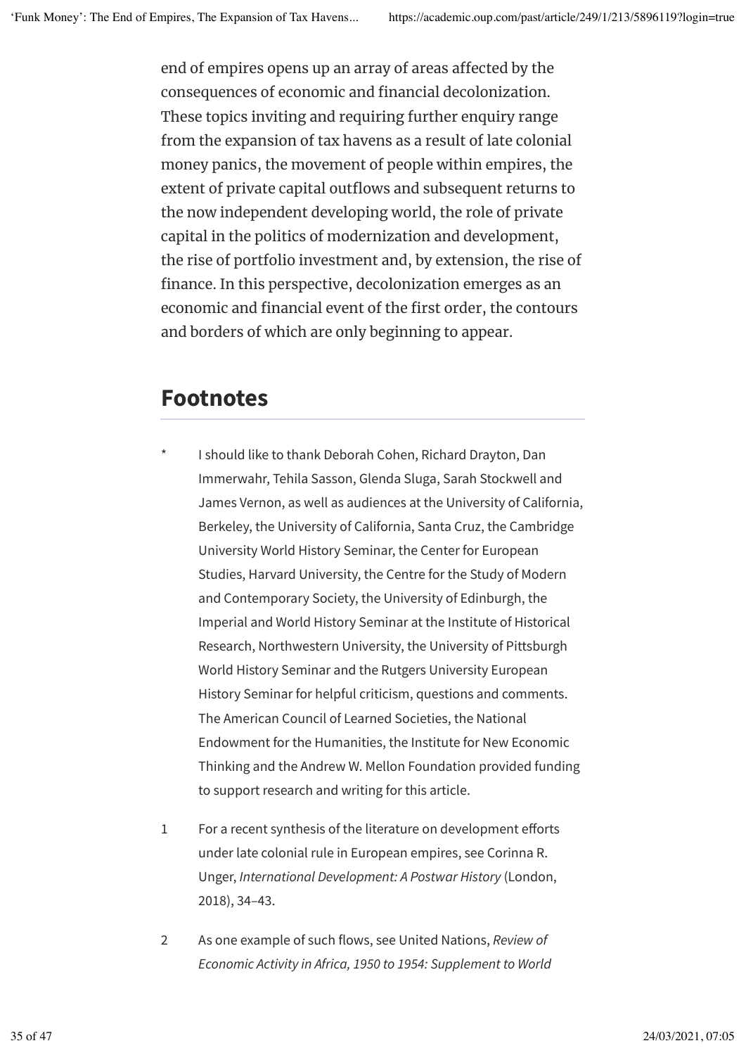end of empires opens up an array of areas affected by the consequences of economic and financial decolonization. These topics inviting and requiring further enquiry range from the expansion of tax havens as a result of late colonial money panics, the movement of people within empires, the extent of private capital outflows and subsequent returns to the now independent developing world, the role of private capital in the politics of modernization and development, the rise of portfolio investment and, by extension, the rise of finance. In this perspective, decolonization emerges as an economic and financial event of the first order, the contours and borders of which are only beginning to appear.

## Footnotes

* I should like to thank Deborah Cohen, Richard Drayton, Dan Immerwahr, Tehila Sasson, Glenda Sluga, Sarah Stockwell and James Vernon, as well as audiences at the University of California, Berkeley, the University of California, Santa Cruz, the Cambridge University World History Seminar, the Center for European Studies, Harvard University, the Centre for the Study of Modern and Contemporary Society, the University of Edinburgh, the Imperial and World History Seminar at the Institute of Historical Research, Northwestern University, the University of Pittsburgh World History Seminar and the Rutgers University European History Seminar for helpful criticism, questions and comments. The American Council of Learned Societies, the National Endowment for the Humanities, the Institute for New Economic Thinking and the Andrew W. Mellon Foundation provided funding to support research and writing for this article.

1 For a recent synthesis of the literature on development efforts under late colonial rule in European empires, see Corinna R. Unger, *International Development: A Postwar History* (London, 2018), 34–43.

2 As one example of such flows, see United Nations, *Review of Economic Activity in Africa, 1950 to 1954: Supplement to World*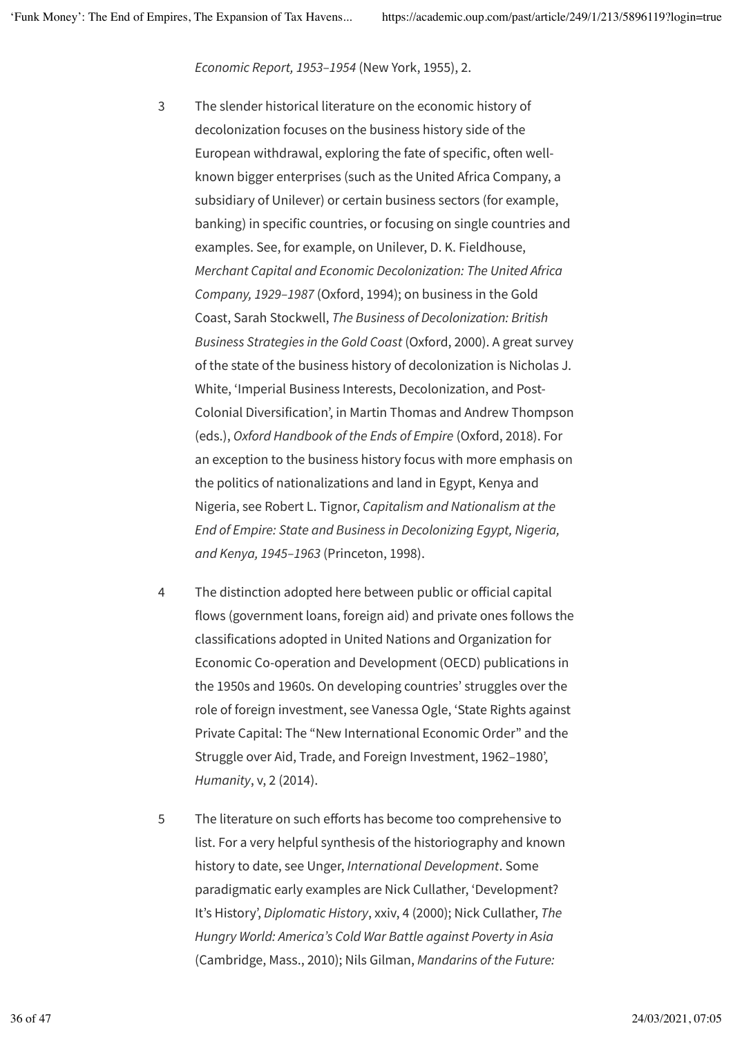*Economic Report, 1953–1954* (New York, 1955), 2.

3 The slender historical literature on the economic history of decolonization focuses on the business history side of the European withdrawal, exploring the fate of specific, often well-known bigger enterprises (such as the United Africa Company, a subsidiary of Unilever) or certain business sectors (for example, banking) in specific countries, or focusing on single countries and examples. See, for example, on Unilever, D. K. Fieldhouse, *Merchant Capital and Economic Decolonization: The United Africa Company, 1929–1987* (Oxford, 1994); on business in the Gold Coast, Sarah Stockwell, *The Business of Decolonization: British Business Strategies in the Gold Coast* (Oxford, 2000). A great survey of the state of the business history of decolonization is Nicholas J. White, 'Imperial Business Interests, Decolonization, and Post-Colonial Diversification', in Martin Thomas and Andrew Thompson (eds.), *Oxford Handbook of the Ends of Empire* (Oxford, 2018). For an exception to the business history focus with more emphasis on the politics of nationalizations and land in Egypt, Kenya and Nigeria, see Robert L. Tignor, *Capitalism and Nationalism at the End of Empire: State and Business in Decolonizing Egypt, Nigeria, and Kenya, 1945–1963* (Princeton, 1998).

4 The distinction adopted here between public or official capital flows (government loans, foreign aid) and private ones follows the classifications adopted in United Nations and Organization for Economic Co-operation and Development (OECD) publications in the 1950s and 1960s. On developing countries' struggles over the role of foreign investment, see Vanessa Ogle, 'State Rights against Private Capital: The "New International Economic Order" and the Struggle over Aid, Trade, and Foreign Investment, 1962–1980', *Humanity*, v, 2 (2014).

5 The literature on such efforts has become too comprehensive to list. For a very helpful synthesis of the historiography and known history to date, see Unger, *International Development*. Some paradigmatic early examples are Nick Cullather, 'Development? It's History', *Diplomatic History*, xxiv, 4 (2000); Nick Cullather, *The Hungry World: America's Cold War Battle against Poverty in Asia* (Cambridge, Mass., 2010); Nils Gilman, *Mandarins of the Future:*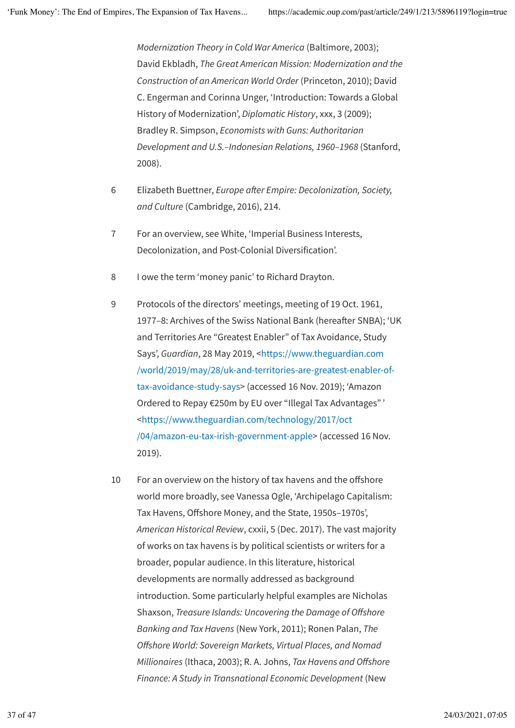*Modernization Theory in Cold War America* (Baltimore, 2003); David Ekbladh, *The Great American Mission: Modernization and the Construction of an American World Order* (Princeton, 2010); David C. Engerman and Corinna Unger, 'Introduction: Towards a Global History of Modernization', *Diplomatic History*, xxx, 3 (2009); Bradley R. Simpson, *Economists with Guns: Authoritarian Development and U.S.–Indonesian Relations, 1960–1968* (Stanford, 2008).

6 Elizabeth Buettner, *Europe after Empire: Decolonization, Society, and Culture* (Cambridge, 2016), 214.

7 For an overview, see White, 'Imperial Business Interests, Decolonization, and Post-Colonial Diversification'.

8 I owe the term 'money panic' to Richard Drayton.

9 Protocols of the directors' meetings, meeting of 19 Oct. 1961, 1977–8: Archives of the Swiss National Bank (hereafter SNBA); 'UK and Territories Are "Greatest Enabler" of Tax Avoidance, Study Says', *Guardian*, 28 May 2019, <https://www.theguardian.com/world/2019/may/28/uk-and-territories-are-greatest-enabler-of-tax-avoidance-study-says> (accessed 16 Nov. 2019); 'Amazon Ordered to Repay €250m by EU over "Illegal Tax Advantages" ' <https://www.theguardian.com/technology/2017/oct/04/amazon-eu-tax-irish-government-apple> (accessed 16 Nov. 2019).

10 For an overview on the history of tax havens and the offshore world more broadly, see Vanessa Ogle, 'Archipelago Capitalism: Tax Havens, Offshore Money, and the State, 1950s–1970s', *American Historical Review*, cxxii, 5 (Dec. 2017). The vast majority of works on tax havens is by political scientists or writers for a broader, popular audience. In this literature, historical developments are normally addressed as background introduction. Some particularly helpful examples are Nicholas Shaxson, *Treasure Islands: Uncovering the Damage of Offshore Banking and Tax Havens* (New York, 2011); Ronen Palan, *The Offshore World: Sovereign Markets, Virtual Places, and Nomad Millionaires* (Ithaca, 2003); R. A. Johns, *Tax Havens and Offshore Finance: A Study in Transnational Economic Development* (New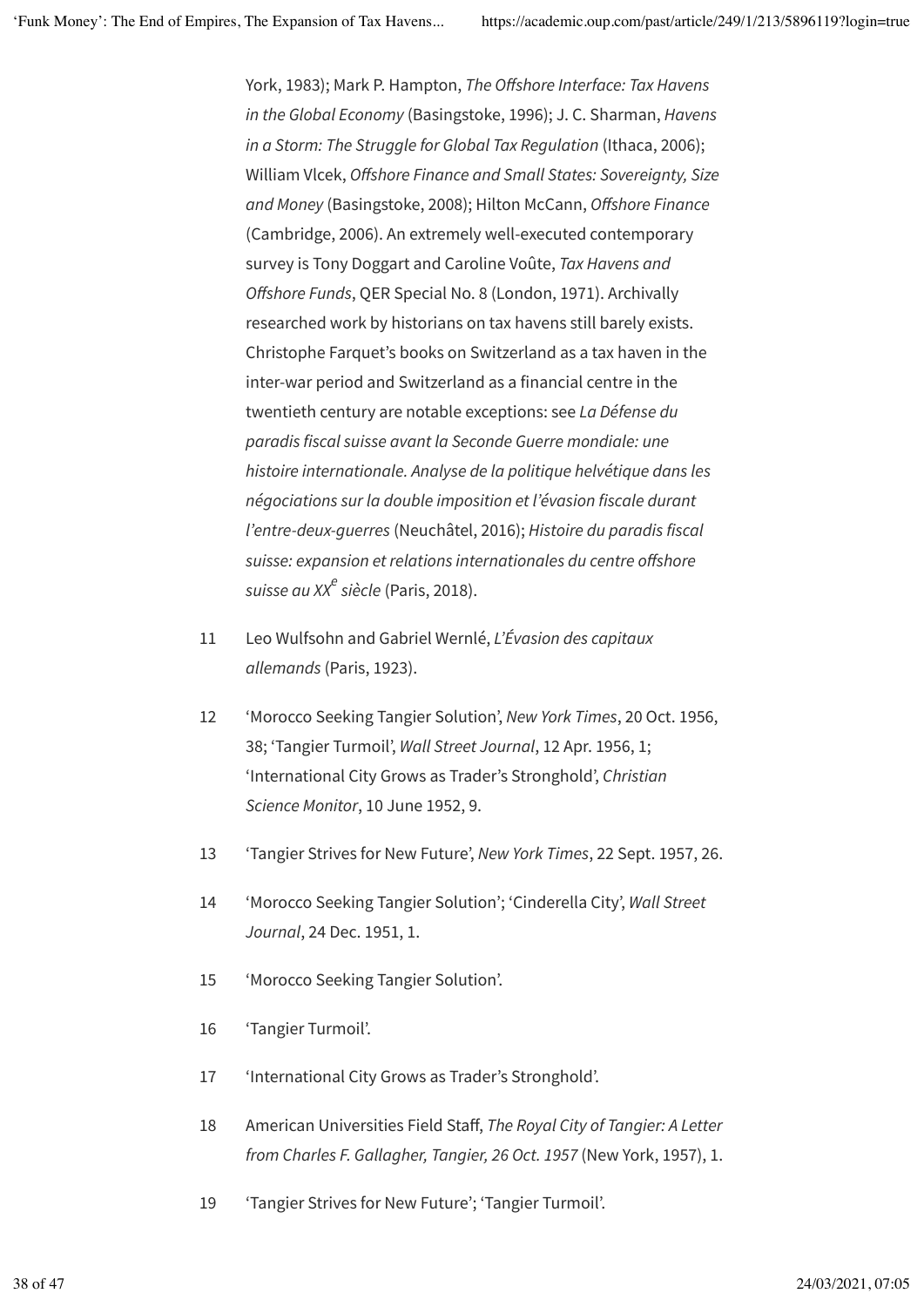York, 1983); Mark P. Hampton, *The Offshore Interface: Tax Havens in the Global Economy* (Basingstoke, 1996); J. C. Sharman, *Havens in a Storm: The Struggle for Global Tax Regulation* (Ithaca, 2006); William Vlcek, *Offshore Finance and Small States: Sovereignty, Size and Money* (Basingstoke, 2008); Hilton McCann, *Offshore Finance* (Cambridge, 2006). An extremely well-executed contemporary survey is Tony Doggart and Caroline Voûte, *Tax Havens and Offshore Funds*, QER Special No. 8 (London, 1971). Archivally researched work by historians on tax havens still barely exists. Christophe Farquet's books on Switzerland as a tax haven in the inter-war period and Switzerland as a financial centre in the twentieth century are notable exceptions: see *La Défense du paradis fiscal suisse avant la Seconde Guerre mondiale: une histoire internationale. Analyse de la politique helvétique dans les négociations sur la double imposition et l'évasion fiscale durant l'entre-deux-guerres* (Neuchâtel, 2016); *Histoire du paradis fiscal suisse: expansion et relations internationales du centre offshore suisse au XXᵉ siècle* (Paris, 2018).

11 Leo Wulfsohn and Gabriel Wernlé, *L'Évasion des capitaux allemands* (Paris, 1923).

12 'Morocco Seeking Tangier Solution', *New York Times*, 20 Oct. 1956, 38; 'Tangier Turmoil', *Wall Street Journal*, 12 Apr. 1956, 1; 'International City Grows as Trader's Stronghold', *Christian Science Monitor*, 10 June 1952, 9.

13 'Tangier Strives for New Future', *New York Times*, 22 Sept. 1957, 26.

14 'Morocco Seeking Tangier Solution'; 'Cinderella City', *Wall Street Journal*, 24 Dec. 1951, 1.

15 'Morocco Seeking Tangier Solution'.

16 'Tangier Turmoil'.

17 'International City Grows as Trader's Stronghold'.

18 American Universities Field Staff, *The Royal City of Tangier: A Letter from Charles F. Gallagher, Tangier, 26 Oct. 1957* (New York, 1957), 1.

19 'Tangier Strives for New Future'; 'Tangier Turmoil'.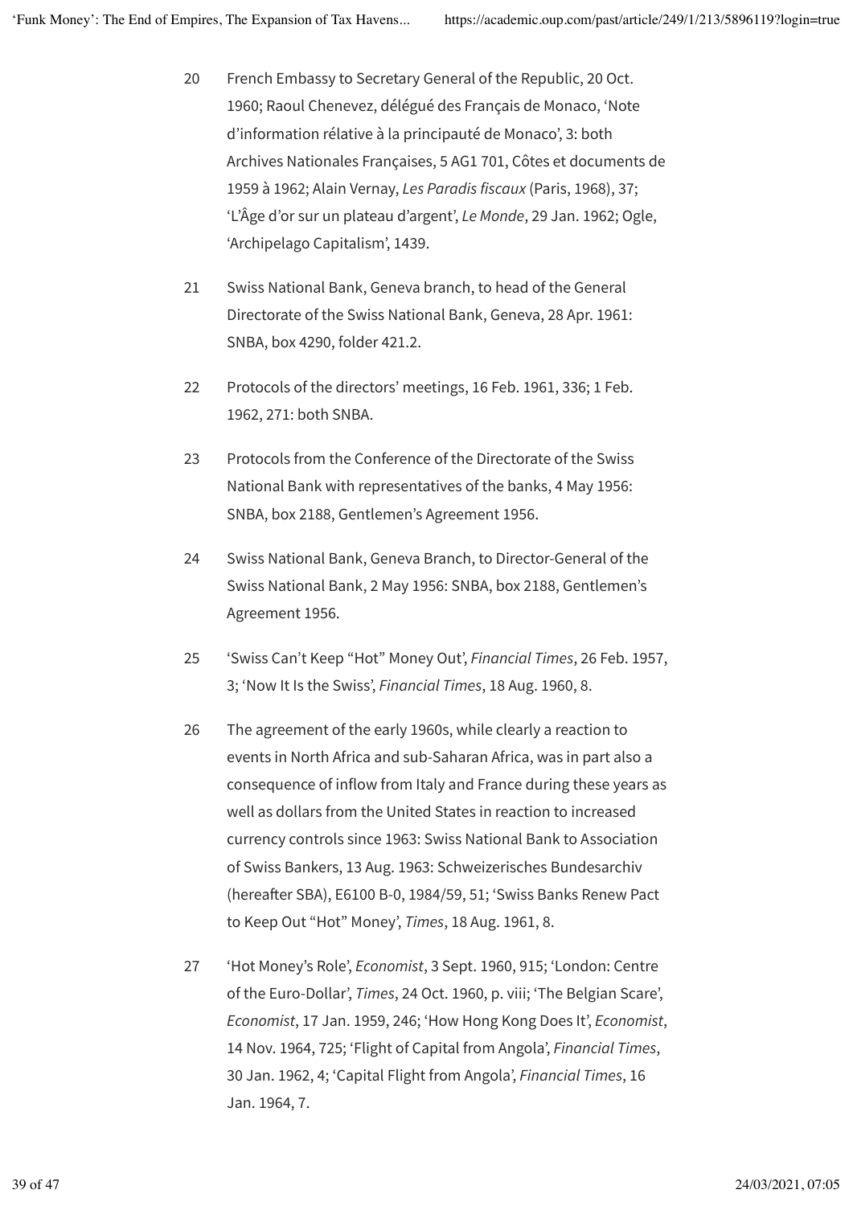20 French Embassy to Secretary General of the Republic, 20 Oct. 1960; Raoul Chenevez, délégué des Français de Monaco, 'Note d'information rélative à la principauté de Monaco', 3: both Archives Nationales Françaises, 5 AG1 701, Côtes et documents de 1959 à 1962; Alain Vernay, *Les Paradis fiscaux* (Paris, 1968), 37; 'L'Âge d'or sur un plateau d'argent', *Le Monde*, 29 Jan. 1962; Ogle, 'Archipelago Capitalism', 1439.

21 Swiss National Bank, Geneva branch, to head of the General Directorate of the Swiss National Bank, Geneva, 28 Apr. 1961: SNBA, box 4290, folder 421.2.

22 Protocols of the directors' meetings, 16 Feb. 1961, 336; 1 Feb. 1962, 271: both SNBA.

23 Protocols from the Conference of the Directorate of the Swiss National Bank with representatives of the banks, 4 May 1956: SNBA, box 2188, Gentlemen's Agreement 1956.

24 Swiss National Bank, Geneva Branch, to Director-General of the Swiss National Bank, 2 May 1956: SNBA, box 2188, Gentlemen's Agreement 1956.

25 'Swiss Can't Keep "Hot" Money Out', *Financial Times*, 26 Feb. 1957, 3; 'Now It Is the Swiss', *Financial Times*, 18 Aug. 1960, 8.

26 The agreement of the early 1960s, while clearly a reaction to events in North Africa and sub-Saharan Africa, was in part also a consequence of inflow from Italy and France during these years as well as dollars from the United States in reaction to increased currency controls since 1963: Swiss National Bank to Association of Swiss Bankers, 13 Aug. 1963: Schweizerisches Bundesarchiv (hereafter SBA), E6100 B-0, 1984/59, 51; 'Swiss Banks Renew Pact to Keep Out "Hot" Money', *Times*, 18 Aug. 1961, 8.

27 'Hot Money's Role', *Economist*, 3 Sept. 1960, 915; 'London: Centre of the Euro-Dollar', *Times*, 24 Oct. 1960, p. viii; 'The Belgian Scare', *Economist*, 17 Jan. 1959, 246; 'How Hong Kong Does It', *Economist*, 14 Nov. 1964, 725; 'Flight of Capital from Angola', *Financial Times*, 30 Jan. 1962, 4; 'Capital Flight from Angola', *Financial Times*, 16 Jan. 1964, 7.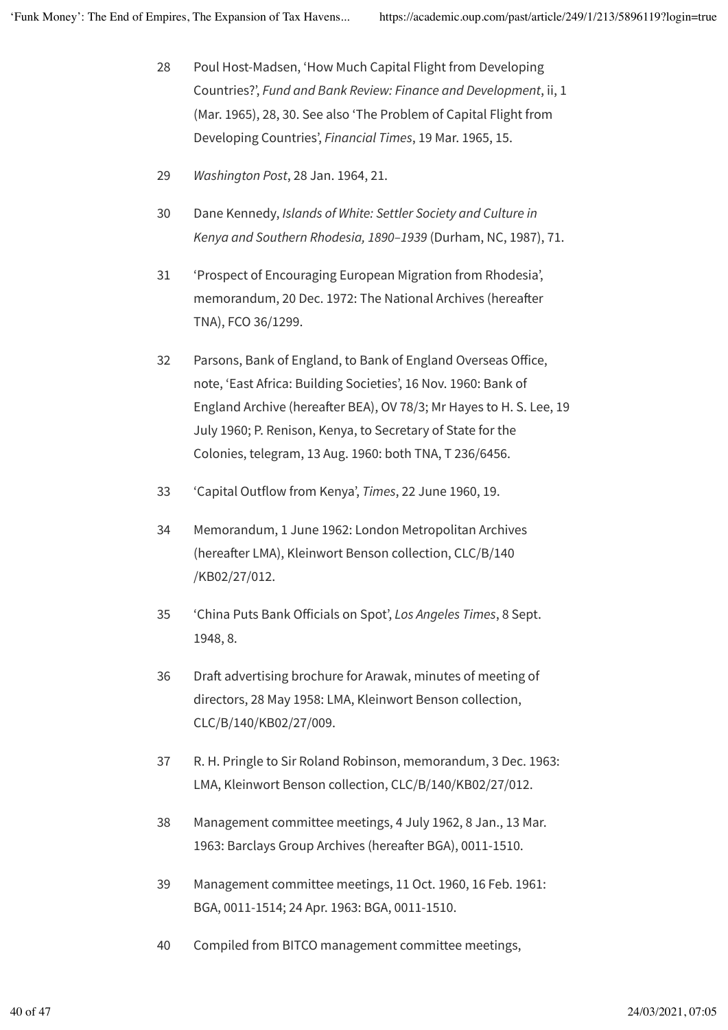28 Poul Host-Madsen, 'How Much Capital Flight from Developing Countries?', *Fund and Bank Review: Finance and Development*, ii, 1 (Mar. 1965), 28, 30. See also 'The Problem of Capital Flight from Developing Countries', *Financial Times*, 19 Mar. 1965, 15.

29 *Washington Post*, 28 Jan. 1964, 21.

30 Dane Kennedy, *Islands of White: Settler Society and Culture in Kenya and Southern Rhodesia, 1890–1939* (Durham, NC, 1987), 71.

31 'Prospect of Encouraging European Migration from Rhodesia', memorandum, 20 Dec. 1972: The National Archives (hereafter TNA), FCO 36/1299.

32 Parsons, Bank of England, to Bank of England Overseas Office, note, 'East Africa: Building Societies', 16 Nov. 1960: Bank of England Archive (hereafter BEA), OV 78/3; Mr Hayes to H. S. Lee, 19 July 1960; P. Renison, Kenya, to Secretary of State for the Colonies, telegram, 13 Aug. 1960: both TNA, T 236/6456.

33 'Capital Outflow from Kenya', *Times*, 22 June 1960, 19.

34 Memorandum, 1 June 1962: London Metropolitan Archives (hereafter LMA), Kleinwort Benson collection, CLC/B/140/KB02/27/012.

35 'China Puts Bank Officials on Spot', *Los Angeles Times*, 8 Sept. 1948, 8.

36 Draft advertising brochure for Arawak, minutes of meeting of directors, 28 May 1958: LMA, Kleinwort Benson collection, CLC/B/140/KB02/27/009.

37 R. H. Pringle to Sir Roland Robinson, memorandum, 3 Dec. 1963: LMA, Kleinwort Benson collection, CLC/B/140/KB02/27/012.

38 Management committee meetings, 4 July 1962, 8 Jan., 13 Mar. 1963: Barclays Group Archives (hereafter BGA), 0011-1510.

39 Management committee meetings, 11 Oct. 1960, 16 Feb. 1961: BGA, 0011-1514; 24 Apr. 1963: BGA, 0011-1510.

40 Compiled from BITCO management committee meetings,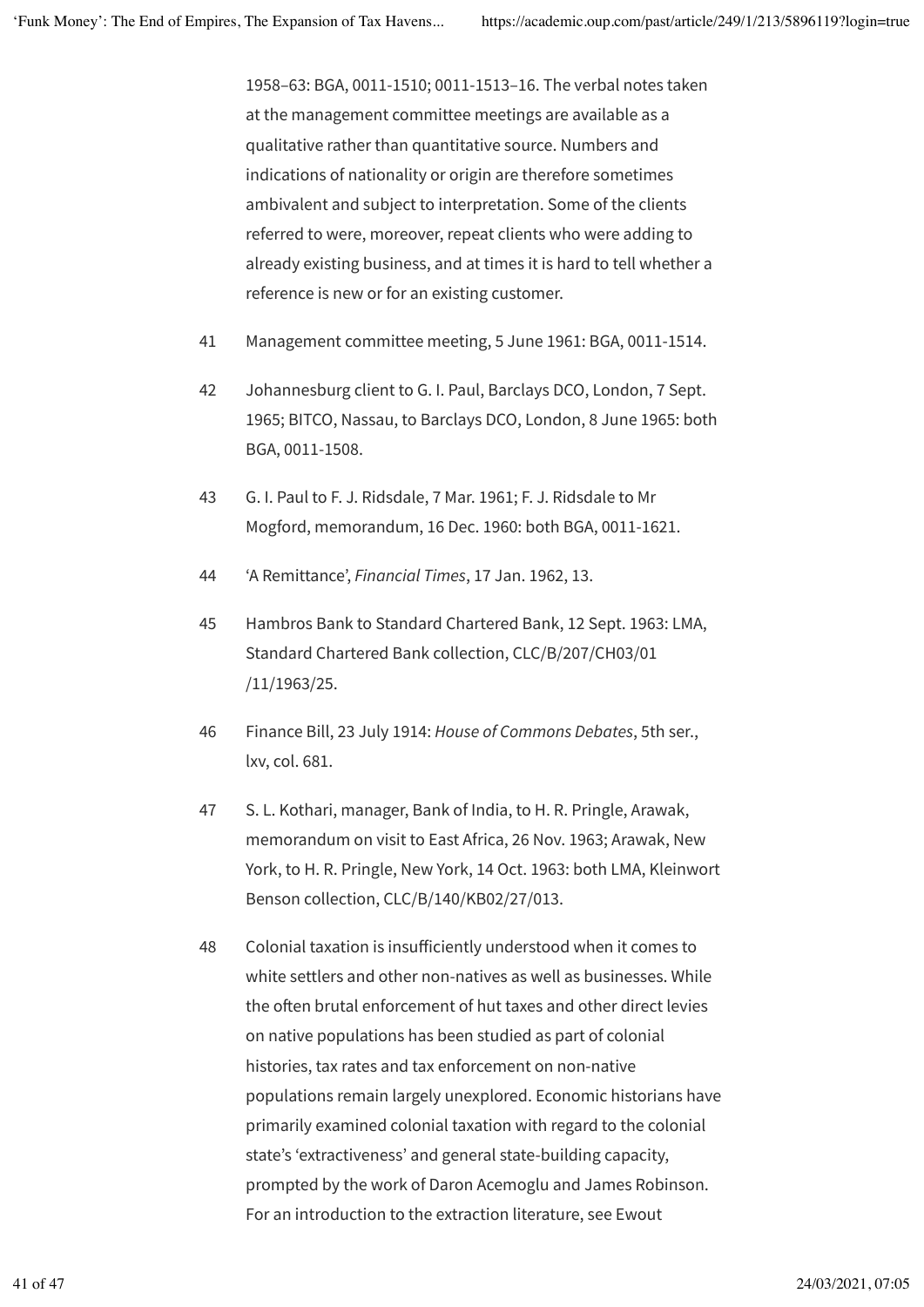1958–63: BGA, 0011-1510; 0011-1513–16. The verbal notes taken at the management committee meetings are available as a qualitative rather than quantitative source. Numbers and indications of nationality or origin are therefore sometimes ambivalent and subject to interpretation. Some of the clients referred to were, moreover, repeat clients who were adding to already existing business, and at times it is hard to tell whether a reference is new or for an existing customer.

41 Management committee meeting, 5 June 1961: BGA, 0011-1514.

42 Johannesburg client to G. I. Paul, Barclays DCO, London, 7 Sept. 1965; BITCO, Nassau, to Barclays DCO, London, 8 June 1965: both BGA, 0011-1508.

43 G. I. Paul to F. J. Ridsdale, 7 Mar. 1961; F. J. Ridsdale to Mr Mogford, memorandum, 16 Dec. 1960: both BGA, 0011-1621.

44 'A Remittance', *Financial Times*, 17 Jan. 1962, 13.

45 Hambros Bank to Standard Chartered Bank, 12 Sept. 1963: LMA, Standard Chartered Bank collection, CLC/B/207/CH03/01/11/1963/25.

46 Finance Bill, 23 July 1914: *House of Commons Debates*, 5th ser., lxv, col. 681.

47 S. L. Kothari, manager, Bank of India, to H. R. Pringle, Arawak, memorandum on visit to East Africa, 26 Nov. 1963; Arawak, New York, to H. R. Pringle, New York, 14 Oct. 1963: both LMA, Kleinwort Benson collection, CLC/B/140/KB02/27/013.

48 Colonial taxation is insufficiently understood when it comes to white settlers and other non-natives as well as businesses. While the often brutal enforcement of hut taxes and other direct levies on native populations has been studied as part of colonial histories, tax rates and tax enforcement on non-native populations remain largely unexplored. Economic historians have primarily examined colonial taxation with regard to the colonial state's 'extractiveness' and general state-building capacity, prompted by the work of Daron Acemoglu and James Robinson. For an introduction to the extraction literature, see Ewout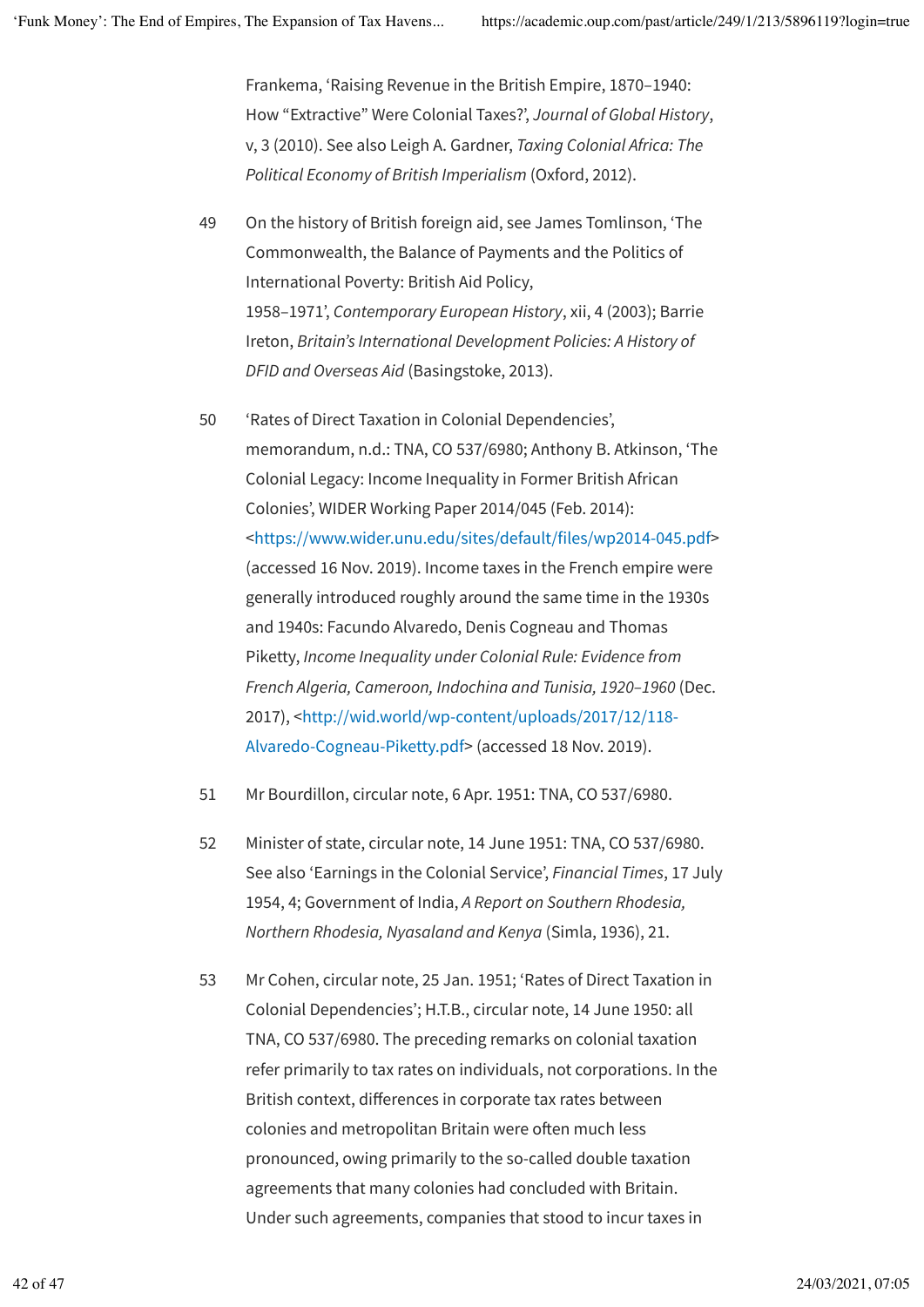Frankema, 'Raising Revenue in the British Empire, 1870–1940: How "Extractive" Were Colonial Taxes?', *Journal of Global History*, v, 3 (2010). See also Leigh A. Gardner, *Taxing Colonial Africa: The Political Economy of British Imperialism* (Oxford, 2012).

49 On the history of British foreign aid, see James Tomlinson, 'The Commonwealth, the Balance of Payments and the Politics of International Poverty: British Aid Policy, 1958–1971', *Contemporary European History*, xii, 4 (2003); Barrie Ireton, *Britain's International Development Policies: A History of DFID and Overseas Aid* (Basingstoke, 2013).

50 'Rates of Direct Taxation in Colonial Dependencies', memorandum, n.d.: TNA, CO 537/6980; Anthony B. Atkinson, 'The Colonial Legacy: Income Inequality in Former British African Colonies', WIDER Working Paper 2014/045 (Feb. 2014): <https://www.wider.unu.edu/sites/default/files/wp2014-045.pdf> (accessed 16 Nov. 2019). Income taxes in the French empire were generally introduced roughly around the same time in the 1930s and 1940s: Facundo Alvaredo, Denis Cogneau and Thomas Piketty, *Income Inequality under Colonial Rule: Evidence from French Algeria, Cameroon, Indochina and Tunisia, 1920–1960* (Dec. 2017), <http://wid.world/wp-content/uploads/2017/12/118-Alvaredo-Cogneau-Piketty.pdf> (accessed 18 Nov. 2019).

51 Mr Bourdillon, circular note, 6 Apr. 1951: TNA, CO 537/6980.

52 Minister of state, circular note, 14 June 1951: TNA, CO 537/6980. See also 'Earnings in the Colonial Service', *Financial Times*, 17 July 1954, 4; Government of India, *A Report on Southern Rhodesia, Northern Rhodesia, Nyasaland and Kenya* (Simla, 1936), 21.

53 Mr Cohen, circular note, 25 Jan. 1951; 'Rates of Direct Taxation in Colonial Dependencies'; H.T.B., circular note, 14 June 1950: all TNA, CO 537/6980. The preceding remarks on colonial taxation refer primarily to tax rates on individuals, not corporations. In the British context, differences in corporate tax rates between colonies and metropolitan Britain were often much less pronounced, owing primarily to the so-called double taxation agreements that many colonies had concluded with Britain. Under such agreements, companies that stood to incur taxes in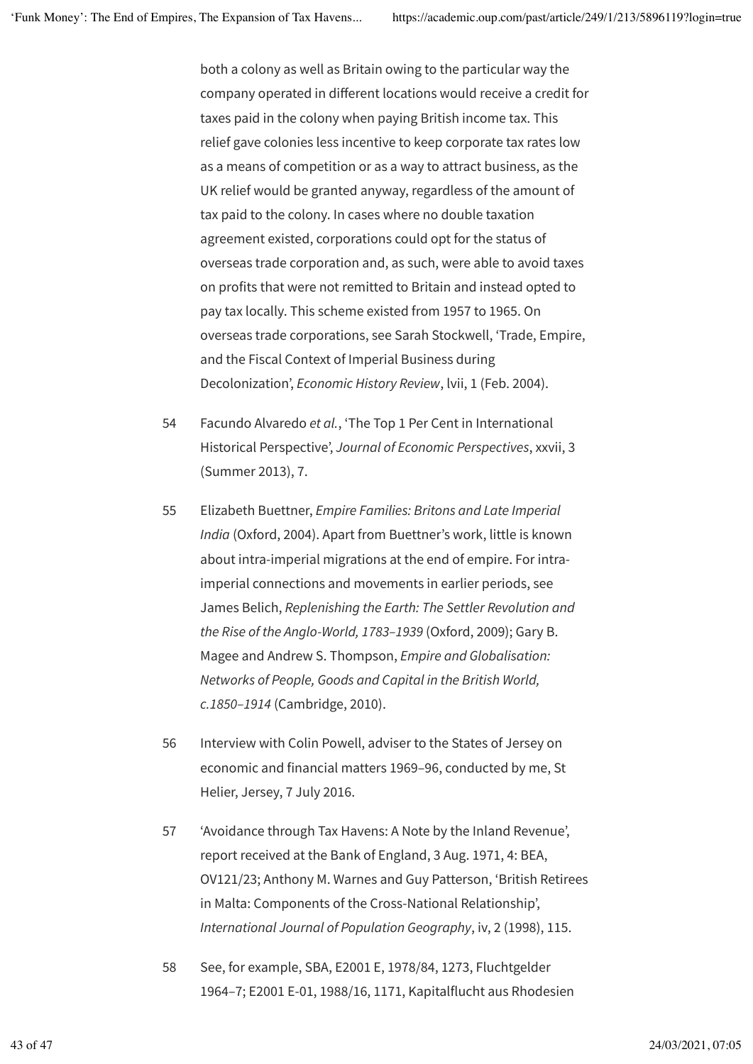both a colony as well as Britain owing to the particular way the company operated in different locations would receive a credit for taxes paid in the colony when paying British income tax. This relief gave colonies less incentive to keep corporate tax rates low as a means of competition or as a way to attract business, as the UK relief would be granted anyway, regardless of the amount of tax paid to the colony. In cases where no double taxation agreement existed, corporations could opt for the status of overseas trade corporation and, as such, were able to avoid taxes on profits that were not remitted to Britain and instead opted to pay tax locally. This scheme existed from 1957 to 1965. On overseas trade corporations, see Sarah Stockwell, 'Trade, Empire, and the Fiscal Context of Imperial Business during Decolonization', *Economic History Review*, lvii, 1 (Feb. 2004).

54 Facundo Alvaredo *et al.*, 'The Top 1 Per Cent in International Historical Perspective', *Journal of Economic Perspectives*, xxvii, 3 (Summer 2013), 7.

55 Elizabeth Buettner, *Empire Families: Britons and Late Imperial India* (Oxford, 2004). Apart from Buettner's work, little is known about intra-imperial migrations at the end of empire. For intra-imperial connections and movements in earlier periods, see James Belich, *Replenishing the Earth: The Settler Revolution and the Rise of the Anglo-World, 1783–1939* (Oxford, 2009); Gary B. Magee and Andrew S. Thompson, *Empire and Globalisation: Networks of People, Goods and Capital in the British World, c.1850–1914* (Cambridge, 2010).

56 Interview with Colin Powell, adviser to the States of Jersey on economic and financial matters 1969–96, conducted by me, St Helier, Jersey, 7 July 2016.

57 'Avoidance through Tax Havens: A Note by the Inland Revenue', report received at the Bank of England, 3 Aug. 1971, 4: BEA, OV121/23; Anthony M. Warnes and Guy Patterson, 'British Retirees in Malta: Components of the Cross-National Relationship', *International Journal of Population Geography*, iv, 2 (1998), 115.

58 See, for example, SBA, E2001 E, 1978/84, 1273, Fluchtgelder 1964–7; E2001 E-01, 1988/16, 1171, Kapitalflucht aus Rhodesien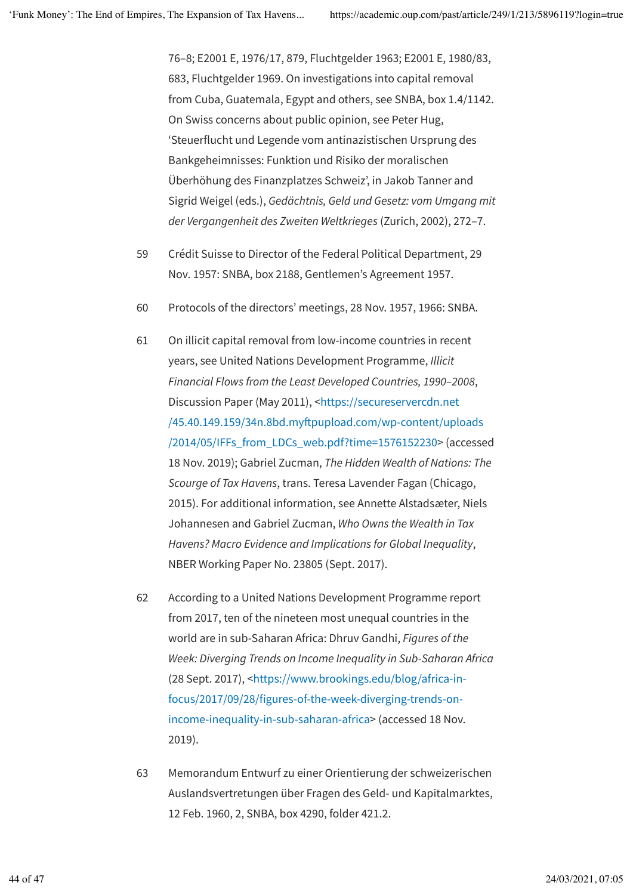76–8; E2001 E, 1976/17, 879, Fluchtgelder 1963; E2001 E, 1980/83, 683, Fluchtgelder 1969. On investigations into capital removal from Cuba, Guatemala, Egypt and others, see SNBA, box 1.4/1142. On Swiss concerns about public opinion, see Peter Hug, 'Steuerflucht und Legende vom antinazistischen Ursprung des Bankgeheimnisses: Funktion und Risiko der moralischen Überhöhung des Finanzplatzes Schweiz', in Jakob Tanner and Sigrid Weigel (eds.), *Gedächtnis, Geld und Gesetz: vom Umgang mit der Vergangenheit des Zweiten Weltkrieges* (Zurich, 2002), 272–7.

59 Crédit Suisse to Director of the Federal Political Department, 29 Nov. 1957: SNBA, box 2188, Gentlemen's Agreement 1957.

60 Protocols of the directors' meetings, 28 Nov. 1957, 1966: SNBA.

61 On illicit capital removal from low-income countries in recent years, see United Nations Development Programme, *Illicit Financial Flows from the Least Developed Countries, 1990–2008*, Discussion Paper (May 2011), <https://secureservercdn.net/45.40.149.159/34n.8bd.myftpupload.com/wp-content/uploads/2014/05/IFFs_from_LDCs_web.pdf?time=1576152230> (accessed 18 Nov. 2019); Gabriel Zucman, *The Hidden Wealth of Nations: The Scourge of Tax Havens*, trans. Teresa Lavender Fagan (Chicago, 2015). For additional information, see Annette Alstadsæter, Niels Johannesen and Gabriel Zucman, *Who Owns the Wealth in Tax Havens? Macro Evidence and Implications for Global Inequality*, NBER Working Paper No. 23805 (Sept. 2017).

62 According to a United Nations Development Programme report from 2017, ten of the nineteen most unequal countries in the world are in sub-Saharan Africa: Dhruv Gandhi, *Figures of the Week: Diverging Trends on Income Inequality in Sub-Saharan Africa* (28 Sept. 2017), <https://www.brookings.edu/blog/africa-in-focus/2017/09/28/figures-of-the-week-diverging-trends-on-income-inequality-in-sub-saharan-africa> (accessed 18 Nov. 2019).

63 Memorandum Entwurf zu einer Orientierung der schweizerischen Auslandsvertretungen über Fragen des Geld- und Kapitalmarktes, 12 Feb. 1960, 2, SNBA, box 4290, folder 421.2.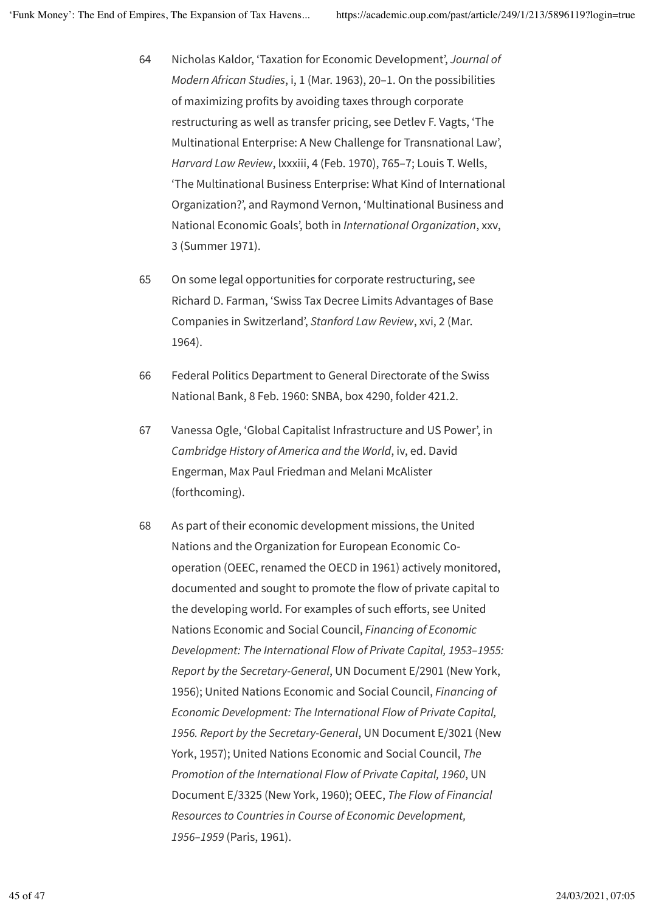64 Nicholas Kaldor, 'Taxation for Economic Development', *Journal of Modern African Studies*, i, 1 (Mar. 1963), 20–1. On the possibilities of maximizing profits by avoiding taxes through corporate restructuring as well as transfer pricing, see Detlev F. Vagts, 'The Multinational Enterprise: A New Challenge for Transnational Law', *Harvard Law Review*, lxxxiii, 4 (Feb. 1970), 765–7; Louis T. Wells, 'The Multinational Business Enterprise: What Kind of International Organization?', and Raymond Vernon, 'Multinational Business and National Economic Goals', both in *International Organization*, xxv, 3 (Summer 1971).

65 On some legal opportunities for corporate restructuring, see Richard D. Farman, 'Swiss Tax Decree Limits Advantages of Base Companies in Switzerland', *Stanford Law Review*, xvi, 2 (Mar. 1964).

66 Federal Politics Department to General Directorate of the Swiss National Bank, 8 Feb. 1960: SNBA, box 4290, folder 421.2.

67 Vanessa Ogle, 'Global Capitalist Infrastructure and US Power', in *Cambridge History of America and the World*, iv, ed. David Engerman, Max Paul Friedman and Melani McAlister (forthcoming).

68 As part of their economic development missions, the United Nations and the Organization for European Economic Co-operation (OEEC, renamed the OECD in 1961) actively monitored, documented and sought to promote the flow of private capital to the developing world. For examples of such efforts, see United Nations Economic and Social Council, *Financing of Economic Development: The International Flow of Private Capital, 1953–1955: Report by the Secretary-General*, UN Document E/2901 (New York, 1956); United Nations Economic and Social Council, *Financing of Economic Development: The International Flow of Private Capital, 1956. Report by the Secretary-General*, UN Document E/3021 (New York, 1957); United Nations Economic and Social Council, *The Promotion of the International Flow of Private Capital, 1960*, UN Document E/3325 (New York, 1960); OEEC, *The Flow of Financial Resources to Countries in Course of Economic Development, 1956–1959* (Paris, 1961).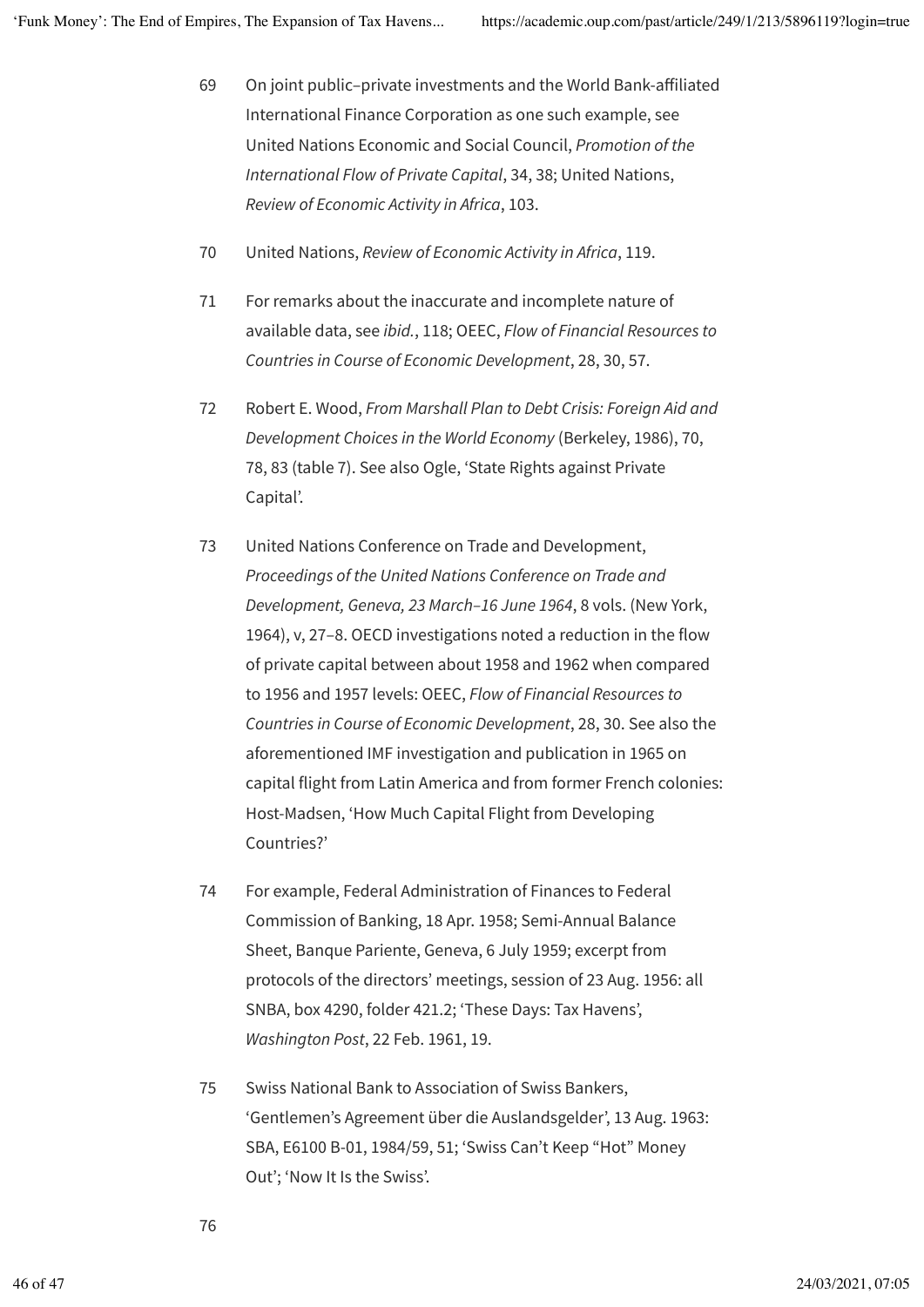69 On joint public–private investments and the World Bank-affiliated International Finance Corporation as one such example, see United Nations Economic and Social Council, *Promotion of the International Flow of Private Capital*, 34, 38; United Nations, *Review of Economic Activity in Africa*, 103.

70 United Nations, *Review of Economic Activity in Africa*, 119.

71 For remarks about the inaccurate and incomplete nature of available data, see *ibid.*, 118; OEEC, *Flow of Financial Resources to Countries in Course of Economic Development*, 28, 30, 57.

72 Robert E. Wood, *From Marshall Plan to Debt Crisis: Foreign Aid and Development Choices in the World Economy* (Berkeley, 1986), 70, 78, 83 (table 7). See also Ogle, 'State Rights against Private Capital'.

73 United Nations Conference on Trade and Development, *Proceedings of the United Nations Conference on Trade and Development, Geneva, 23 March–16 June 1964*, 8 vols. (New York, 1964), v, 27–8. OECD investigations noted a reduction in the flow of private capital between about 1958 and 1962 when compared to 1956 and 1957 levels: OEEC, *Flow of Financial Resources to Countries in Course of Economic Development*, 28, 30. See also the aforementioned IMF investigation and publication in 1965 on capital flight from Latin America and from former French colonies: Host-Madsen, 'How Much Capital Flight from Developing Countries?'

74 For example, Federal Administration of Finances to Federal Commission of Banking, 18 Apr. 1958; Semi-Annual Balance Sheet, Banque Pariente, Geneva, 6 July 1959; excerpt from protocols of the directors' meetings, session of 23 Aug. 1956: all SNBA, box 4290, folder 421.2; 'These Days: Tax Havens', *Washington Post*, 22 Feb. 1961, 19.

75 Swiss National Bank to Association of Swiss Bankers, 'Gentlemen's Agreement über die Auslandsgelder', 13 Aug. 1963: SBA, E6100 B-01, 1984/59, 51; 'Swiss Can't Keep "Hot" Money Out'; 'Now It Is the Swiss'.

76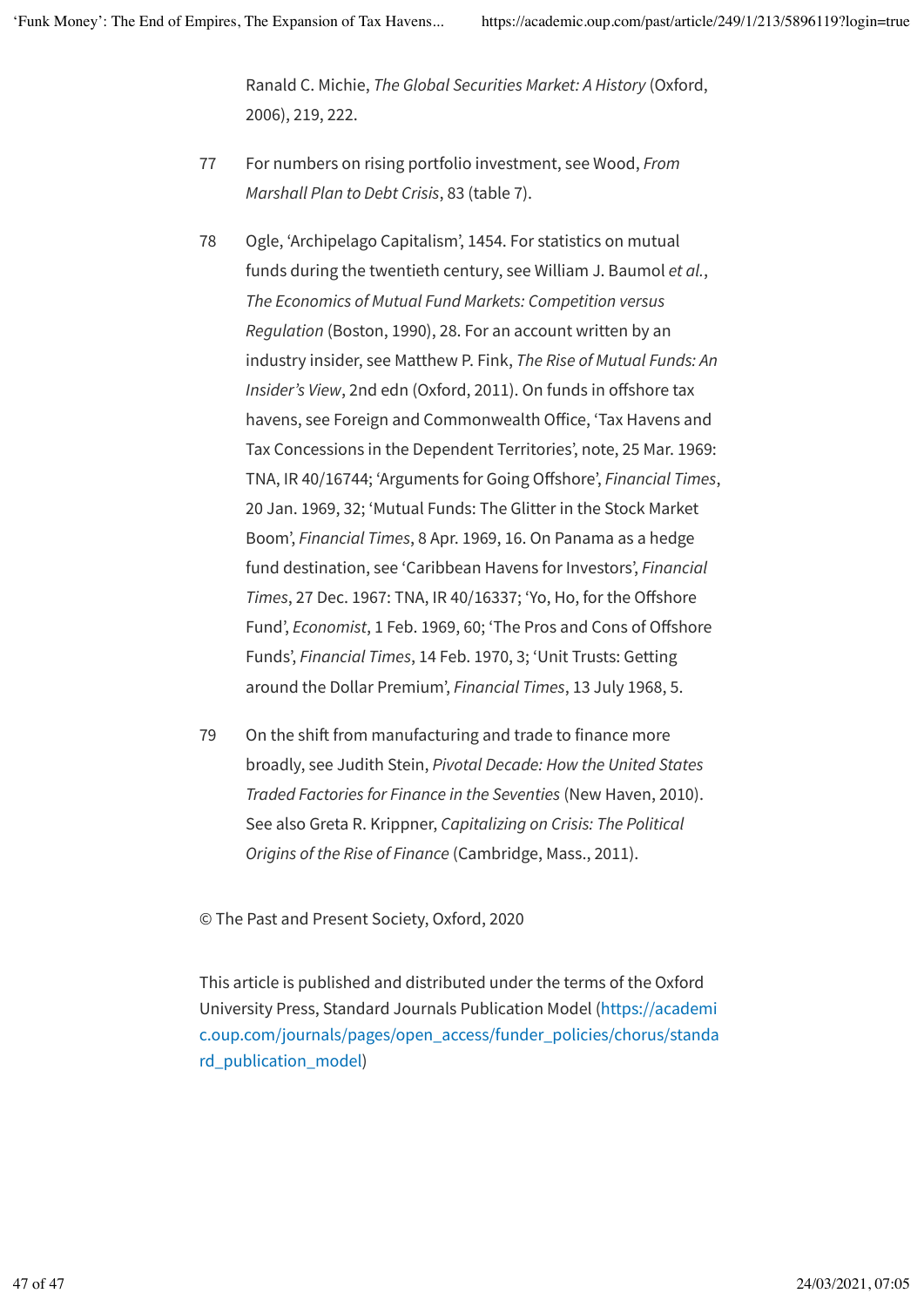Ranald C. Michie, *The Global Securities Market: A History* (Oxford, 2006), 219, 222.

77 For numbers on rising portfolio investment, see Wood, *From Marshall Plan to Debt Crisis*, 83 (table 7).

78 Ogle, 'Archipelago Capitalism', 1454. For statistics on mutual funds during the twentieth century, see William J. Baumol *et al.*, *The Economics of Mutual Fund Markets: Competition versus Regulation* (Boston, 1990), 28. For an account written by an industry insider, see Matthew P. Fink, *The Rise of Mutual Funds: An Insider's View*, 2nd edn (Oxford, 2011). On funds in offshore tax havens, see Foreign and Commonwealth Office, 'Tax Havens and Tax Concessions in the Dependent Territories', note, 25 Mar. 1969: TNA, IR 40/16744; 'Arguments for Going Offshore', *Financial Times*, 20 Jan. 1969, 32; 'Mutual Funds: The Glitter in the Stock Market Boom', *Financial Times*, 8 Apr. 1969, 16. On Panama as a hedge fund destination, see 'Caribbean Havens for Investors', *Financial Times*, 27 Dec. 1967: TNA, IR 40/16337; 'Yo, Ho, for the Offshore Fund', *Economist*, 1 Feb. 1969, 60; 'The Pros and Cons of Offshore Funds', *Financial Times*, 14 Feb. 1970, 3; 'Unit Trusts: Getting around the Dollar Premium', *Financial Times*, 13 July 1968, 5.

79 On the shift from manufacturing and trade to finance more broadly, see Judith Stein, *Pivotal Decade: How the United States Traded Factories for Finance in the Seventies* (New Haven, 2010). See also Greta R. Krippner, *Capitalizing on Crisis: The Political Origins of the Rise of Finance* (Cambridge, Mass., 2011).

© The Past and Present Society, Oxford, 2020

This article is published and distributed under the terms of the Oxford University Press, Standard Journals Publication Model (https://academic.oup.com/journals/pages/open_access/funder_policies/chorus/standard_publication_model)